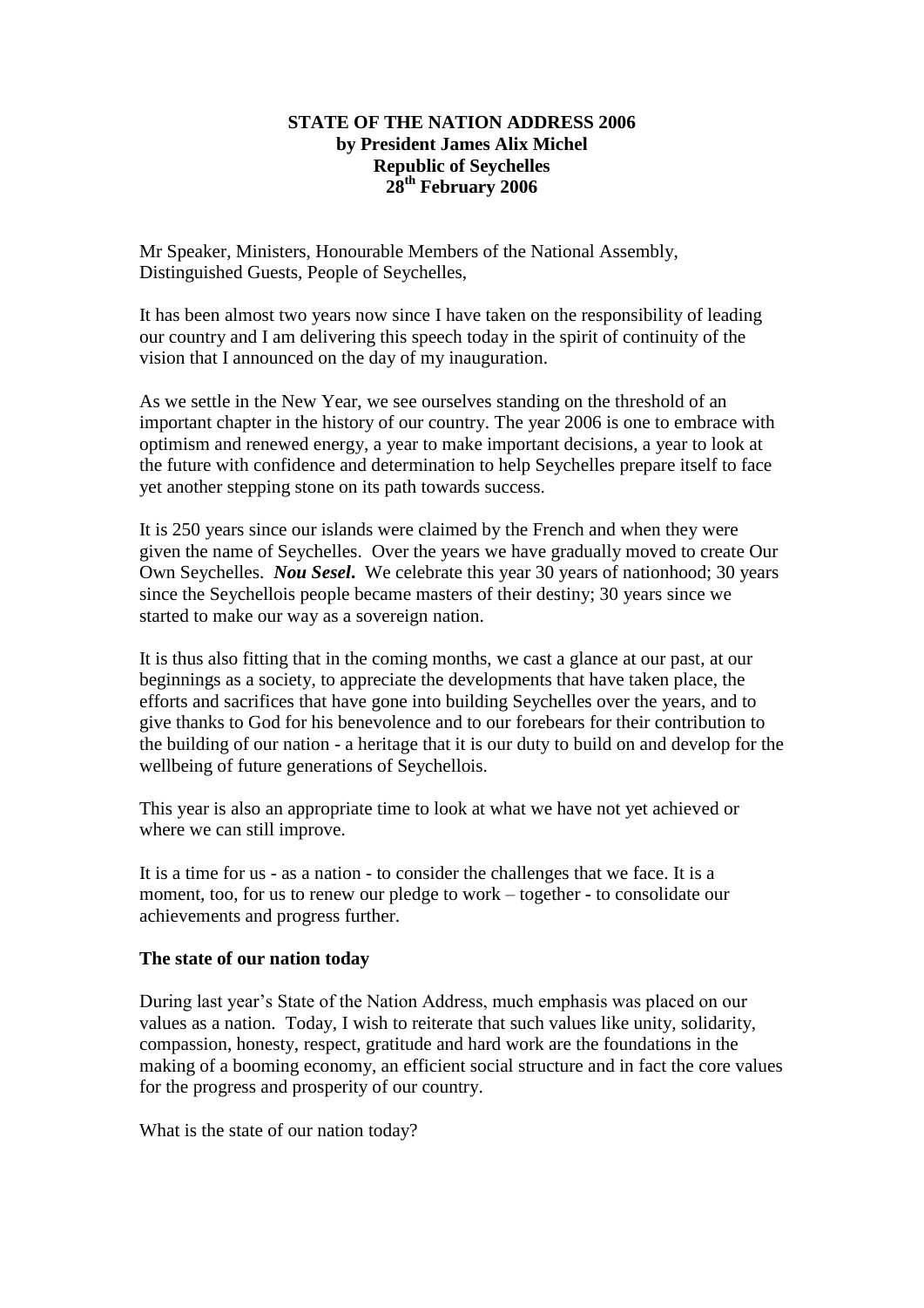**STATE OF THE NATION ADDRESS 2006**
**by President James Alix Michel**
**Republic of Seychelles**
**28th February 2006**

Mr Speaker, Ministers, Honourable Members of the National Assembly, Distinguished Guests, People of Seychelles,

It has been almost two years now since I have taken on the responsibility of leading our country and I am delivering this speech today in the spirit of continuity of the vision that I announced on the day of my inauguration.

As we settle in the New Year, we see ourselves standing on the threshold of an important chapter in the history of our country. The year 2006 is one to embrace with optimism and renewed energy, a year to make important decisions, a year to look at the future with confidence and determination to help Seychelles prepare itself to face yet another stepping stone on its path towards success.

It is 250 years since our islands were claimed by the French and when they were given the name of Seychelles. Over the years we have gradually moved to create Our Own Seychelles. ***Nou Sesel***. We celebrate this year 30 years of nationhood; 30 years since the Seychellois people became masters of their destiny; 30 years since we started to make our way as a sovereign nation.

It is thus also fitting that in the coming months, we cast a glance at our past, at our beginnings as a society, to appreciate the developments that have taken place, the efforts and sacrifices that have gone into building Seychelles over the years, and to give thanks to God for his benevolence and to our forebears for their contribution to the building of our nation - a heritage that it is our duty to build on and develop for the wellbeing of future generations of Seychellois.

This year is also an appropriate time to look at what we have not yet achieved or where we can still improve.

It is a time for us - as a nation - to consider the challenges that we face. It is a moment, too, for us to renew our pledge to work – together - to consolidate our achievements and progress further.

**The state of our nation today**

During last year's State of the Nation Address, much emphasis was placed on our values as a nation. Today, I wish to reiterate that such values like unity, solidarity, compassion, honesty, respect, gratitude and hard work are the foundations in the making of a booming economy, an efficient social structure and in fact the core values for the progress and prosperity of our country.

What is the state of our nation today?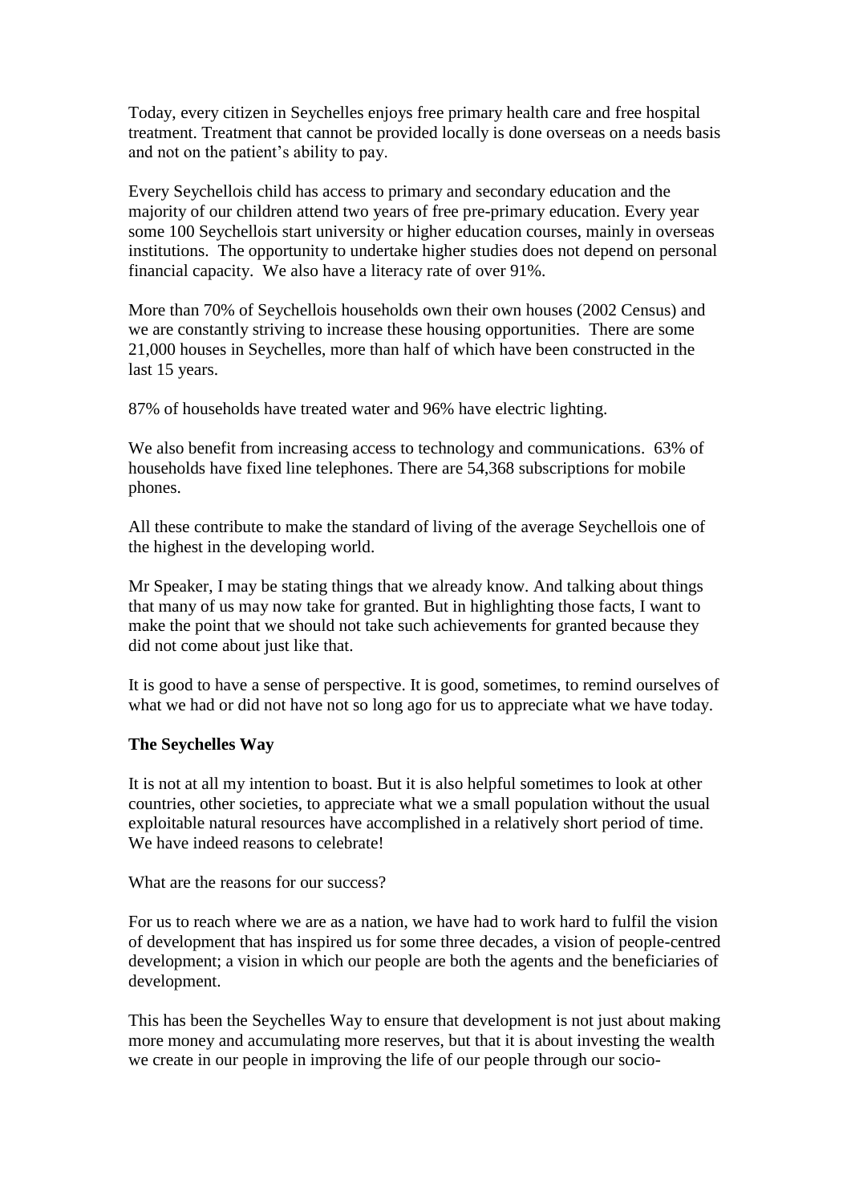Today, every citizen in Seychelles enjoys free primary health care and free hospital treatment. Treatment that cannot be provided locally is done overseas on a needs basis and not on the patient's ability to pay.

Every Seychellois child has access to primary and secondary education and the majority of our children attend two years of free pre-primary education. Every year some 100 Seychellois start university or higher education courses, mainly in overseas institutions. The opportunity to undertake higher studies does not depend on personal financial capacity. We also have a literacy rate of over 91%.

More than 70% of Seychellois households own their own houses (2002 Census) and we are constantly striving to increase these housing opportunities. There are some 21,000 houses in Seychelles, more than half of which have been constructed in the last 15 years.

87% of households have treated water and 96% have electric lighting.

We also benefit from increasing access to technology and communications. 63% of households have fixed line telephones. There are 54,368 subscriptions for mobile phones.

All these contribute to make the standard of living of the average Seychellois one of the highest in the developing world.

Mr Speaker, I may be stating things that we already know. And talking about things that many of us may now take for granted. But in highlighting those facts, I want to make the point that we should not take such achievements for granted because they did not come about just like that.

It is good to have a sense of perspective. It is good, sometimes, to remind ourselves of what we had or did not have not so long ago for us to appreciate what we have today.

**The Seychelles Way**

It is not at all my intention to boast. But it is also helpful sometimes to look at other countries, other societies, to appreciate what we a small population without the usual exploitable natural resources have accomplished in a relatively short period of time. We have indeed reasons to celebrate!

What are the reasons for our success?

For us to reach where we are as a nation, we have had to work hard to fulfil the vision of development that has inspired us for some three decades, a vision of people-centred development; a vision in which our people are both the agents and the beneficiaries of development.

This has been the Seychelles Way to ensure that development is not just about making more money and accumulating more reserves, but that it is about investing the wealth we create in our people in improving the life of our people through our socio-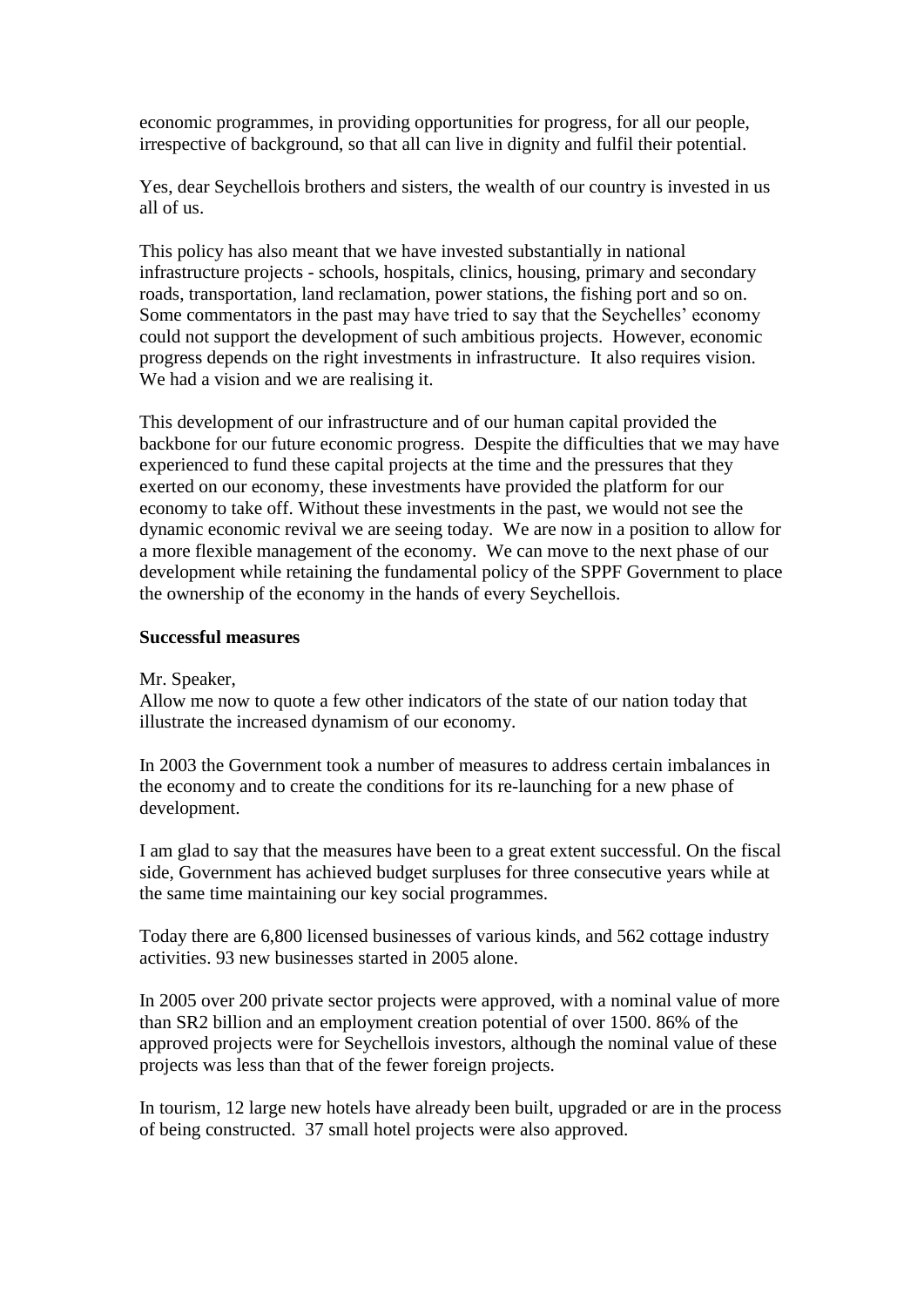economic programmes, in providing opportunities for progress, for all our people, irrespective of background, so that all can live in dignity and fulfil their potential.

Yes, dear Seychellois brothers and sisters, the wealth of our country is invested in us all of us.

This policy has also meant that we have invested substantially in national infrastructure projects - schools, hospitals, clinics, housing, primary and secondary roads, transportation, land reclamation, power stations, the fishing port and so on. Some commentators in the past may have tried to say that the Seychelles' economy could not support the development of such ambitious projects. However, economic progress depends on the right investments in infrastructure. It also requires vision. We had a vision and we are realising it.

This development of our infrastructure and of our human capital provided the backbone for our future economic progress. Despite the difficulties that we may have experienced to fund these capital projects at the time and the pressures that they exerted on our economy, these investments have provided the platform for our economy to take off. Without these investments in the past, we would not see the dynamic economic revival we are seeing today. We are now in a position to allow for a more flexible management of the economy. We can move to the next phase of our development while retaining the fundamental policy of the SPPF Government to place the ownership of the economy in the hands of every Seychellois.

**Successful measures**

Mr. Speaker,
Allow me now to quote a few other indicators of the state of our nation today that illustrate the increased dynamism of our economy.

In 2003 the Government took a number of measures to address certain imbalances in the economy and to create the conditions for its re-launching for a new phase of development.

I am glad to say that the measures have been to a great extent successful. On the fiscal side, Government has achieved budget surpluses for three consecutive years while at the same time maintaining our key social programmes.

Today there are 6,800 licensed businesses of various kinds, and 562 cottage industry activities. 93 new businesses started in 2005 alone.

In 2005 over 200 private sector projects were approved, with a nominal value of more than SR2 billion and an employment creation potential of over 1500. 86% of the approved projects were for Seychellois investors, although the nominal value of these projects was less than that of the fewer foreign projects.

In tourism, 12 large new hotels have already been built, upgraded or are in the process of being constructed. 37 small hotel projects were also approved.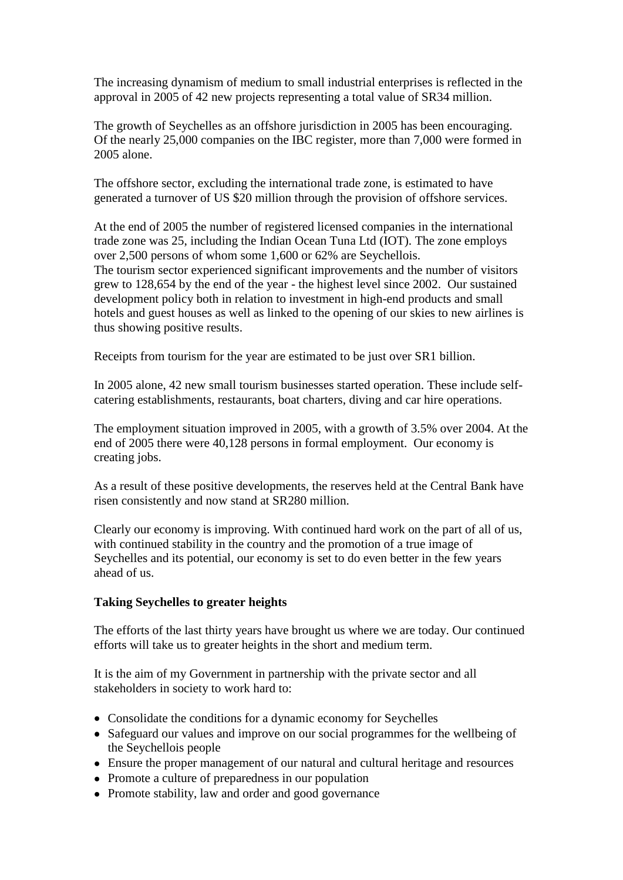The increasing dynamism of medium to small industrial enterprises is reflected in the approval in 2005 of 42 new projects representing a total value of SR34 million.

The growth of Seychelles as an offshore jurisdiction in 2005 has been encouraging. Of the nearly 25,000 companies on the IBC register, more than 7,000 were formed in 2005 alone.

The offshore sector, excluding the international trade zone, is estimated to have generated a turnover of US $20 million through the provision of offshore services.

At the end of 2005 the number of registered licensed companies in the international trade zone was 25, including the Indian Ocean Tuna Ltd (IOT). The zone employs over 2,500 persons of whom some 1,600 or 62% are Seychellois.
The tourism sector experienced significant improvements and the number of visitors grew to 128,654 by the end of the year - the highest level since 2002. Our sustained development policy both in relation to investment in high-end products and small hotels and guest houses as well as linked to the opening of our skies to new airlines is thus showing positive results.

Receipts from tourism for the year are estimated to be just over SR1 billion.

In 2005 alone, 42 new small tourism businesses started operation. These include self-catering establishments, restaurants, boat charters, diving and car hire operations.

The employment situation improved in 2005, with a growth of 3.5% over 2004. At the end of 2005 there were 40,128 persons in formal employment. Our economy is creating jobs.

As a result of these positive developments, the reserves held at the Central Bank have risen consistently and now stand at SR280 million.

Clearly our economy is improving. With continued hard work on the part of all of us, with continued stability in the country and the promotion of a true image of Seychelles and its potential, our economy is set to do even better in the few years ahead of us.

**Taking Seychelles to greater heights**

The efforts of the last thirty years have brought us where we are today. Our continued efforts will take us to greater heights in the short and medium term.

It is the aim of my Government in partnership with the private sector and all stakeholders in society to work hard to:

- Consolidate the conditions for a dynamic economy for Seychelles
- Safeguard our values and improve on our social programmes for the wellbeing of the Seychellois people
- Ensure the proper management of our natural and cultural heritage and resources
- Promote a culture of preparedness in our population
- Promote stability, law and order and good governance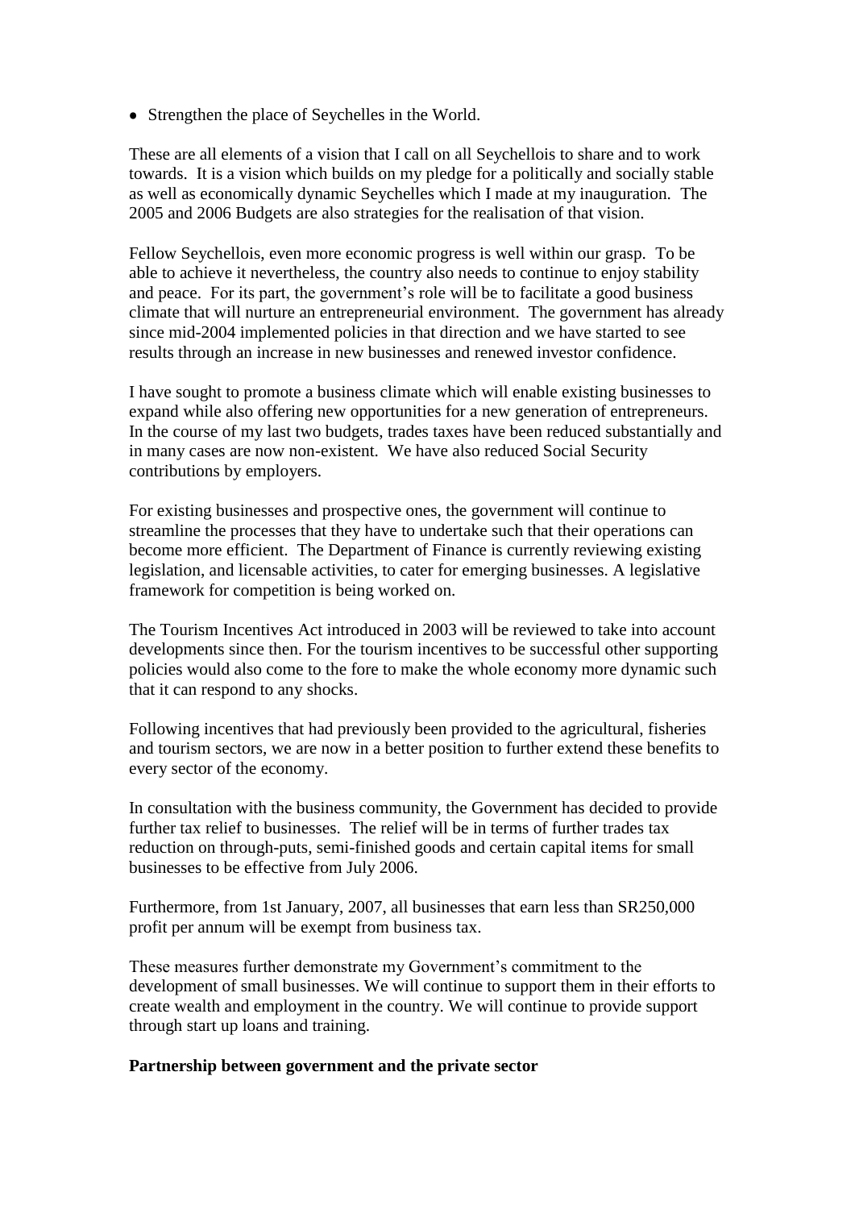- Strengthen the place of Seychelles in the World.

These are all elements of a vision that I call on all Seychellois to share and to work towards. It is a vision which builds on my pledge for a politically and socially stable as well as economically dynamic Seychelles which I made at my inauguration. The 2005 and 2006 Budgets are also strategies for the realisation of that vision.

Fellow Seychellois, even more economic progress is well within our grasp. To be able to achieve it nevertheless, the country also needs to continue to enjoy stability and peace. For its part, the government's role will be to facilitate a good business climate that will nurture an entrepreneurial environment. The government has already since mid-2004 implemented policies in that direction and we have started to see results through an increase in new businesses and renewed investor confidence.

I have sought to promote a business climate which will enable existing businesses to expand while also offering new opportunities for a new generation of entrepreneurs. In the course of my last two budgets, trades taxes have been reduced substantially and in many cases are now non-existent. We have also reduced Social Security contributions by employers.

For existing businesses and prospective ones, the government will continue to streamline the processes that they have to undertake such that their operations can become more efficient. The Department of Finance is currently reviewing existing legislation, and licensable activities, to cater for emerging businesses. A legislative framework for competition is being worked on.

The Tourism Incentives Act introduced in 2003 will be reviewed to take into account developments since then. For the tourism incentives to be successful other supporting policies would also come to the fore to make the whole economy more dynamic such that it can respond to any shocks.

Following incentives that had previously been provided to the agricultural, fisheries and tourism sectors, we are now in a better position to further extend these benefits to every sector of the economy.

In consultation with the business community, the Government has decided to provide further tax relief to businesses. The relief will be in terms of further trades tax reduction on through-puts, semi-finished goods and certain capital items for small businesses to be effective from July 2006.

Furthermore, from 1st January, 2007, all businesses that earn less than SR250,000 profit per annum will be exempt from business tax.

These measures further demonstrate my Government's commitment to the development of small businesses. We will continue to support them in their efforts to create wealth and employment in the country. We will continue to provide support through start up loans and training.

**Partnership between government and the private sector**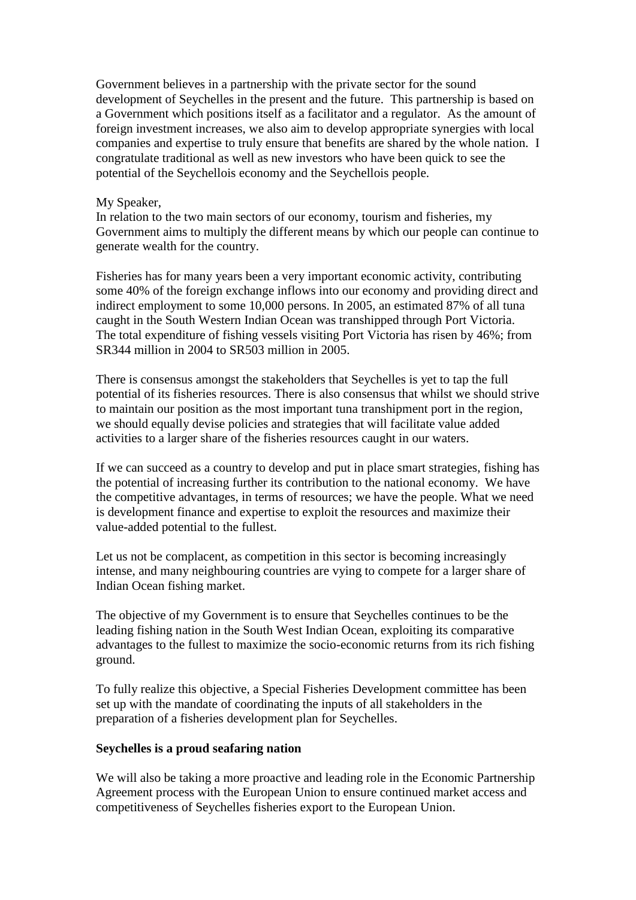Government believes in a partnership with the private sector for the sound development of Seychelles in the present and the future. This partnership is based on a Government which positions itself as a facilitator and a regulator. As the amount of foreign investment increases, we also aim to develop appropriate synergies with local companies and expertise to truly ensure that benefits are shared by the whole nation. I congratulate traditional as well as new investors who have been quick to see the potential of the Seychellois economy and the Seychellois people.

My Speaker,
In relation to the two main sectors of our economy, tourism and fisheries, my Government aims to multiply the different means by which our people can continue to generate wealth for the country.

Fisheries has for many years been a very important economic activity, contributing some 40% of the foreign exchange inflows into our economy and providing direct and indirect employment to some 10,000 persons. In 2005, an estimated 87% of all tuna caught in the South Western Indian Ocean was transhipped through Port Victoria. The total expenditure of fishing vessels visiting Port Victoria has risen by 46%; from SR344 million in 2004 to SR503 million in 2005.

There is consensus amongst the stakeholders that Seychelles is yet to tap the full potential of its fisheries resources. There is also consensus that whilst we should strive to maintain our position as the most important tuna transhipment port in the region, we should equally devise policies and strategies that will facilitate value added activities to a larger share of the fisheries resources caught in our waters.

If we can succeed as a country to develop and put in place smart strategies, fishing has the potential of increasing further its contribution to the national economy. We have the competitive advantages, in terms of resources; we have the people. What we need is development finance and expertise to exploit the resources and maximize their value-added potential to the fullest.

Let us not be complacent, as competition in this sector is becoming increasingly intense, and many neighbouring countries are vying to compete for a larger share of Indian Ocean fishing market.

The objective of my Government is to ensure that Seychelles continues to be the leading fishing nation in the South West Indian Ocean, exploiting its comparative advantages to the fullest to maximize the socio-economic returns from its rich fishing ground.

To fully realize this objective, a Special Fisheries Development committee has been set up with the mandate of coordinating the inputs of all stakeholders in the preparation of a fisheries development plan for Seychelles.

**Seychelles is a proud seafaring nation**

We will also be taking a more proactive and leading role in the Economic Partnership Agreement process with the European Union to ensure continued market access and competitiveness of Seychelles fisheries export to the European Union.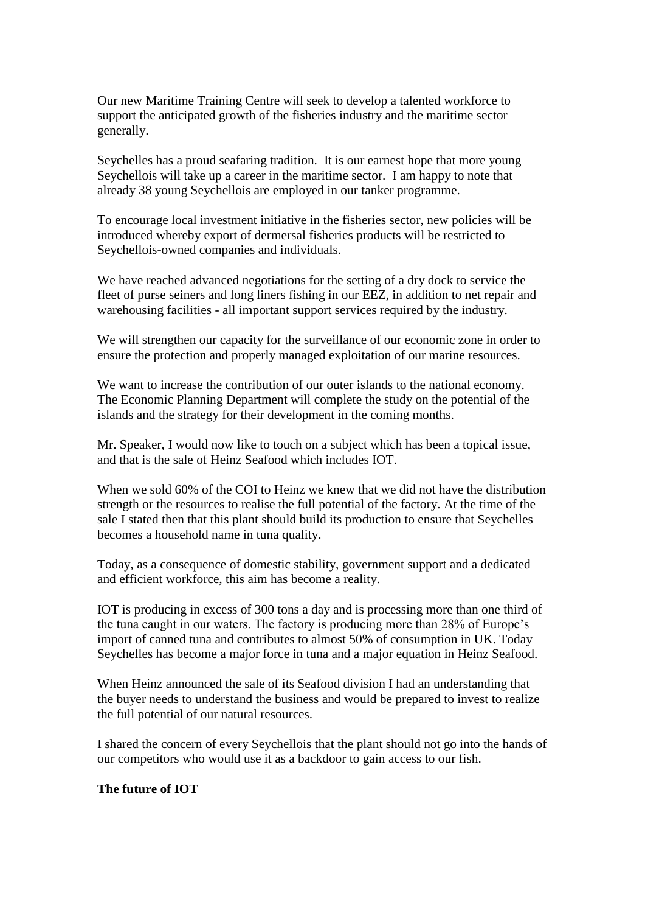Our new Maritime Training Centre will seek to develop a talented workforce to support the anticipated growth of the fisheries industry and the maritime sector generally.

Seychelles has a proud seafaring tradition. It is our earnest hope that more young Seychellois will take up a career in the maritime sector. I am happy to note that already 38 young Seychellois are employed in our tanker programme.

To encourage local investment initiative in the fisheries sector, new policies will be introduced whereby export of dermersal fisheries products will be restricted to Seychellois-owned companies and individuals.

We have reached advanced negotiations for the setting of a dry dock to service the fleet of purse seiners and long liners fishing in our EEZ, in addition to net repair and warehousing facilities - all important support services required by the industry.

We will strengthen our capacity for the surveillance of our economic zone in order to ensure the protection and properly managed exploitation of our marine resources.

We want to increase the contribution of our outer islands to the national economy. The Economic Planning Department will complete the study on the potential of the islands and the strategy for their development in the coming months.

Mr. Speaker, I would now like to touch on a subject which has been a topical issue, and that is the sale of Heinz Seafood which includes IOT.

When we sold 60% of the COI to Heinz we knew that we did not have the distribution strength or the resources to realise the full potential of the factory. At the time of the sale I stated then that this plant should build its production to ensure that Seychelles becomes a household name in tuna quality.

Today, as a consequence of domestic stability, government support and a dedicated and efficient workforce, this aim has become a reality.

IOT is producing in excess of 300 tons a day and is processing more than one third of the tuna caught in our waters. The factory is producing more than 28% of Europe's import of canned tuna and contributes to almost 50% of consumption in UK. Today Seychelles has become a major force in tuna and a major equation in Heinz Seafood.

When Heinz announced the sale of its Seafood division I had an understanding that the buyer needs to understand the business and would be prepared to invest to realize the full potential of our natural resources.

I shared the concern of every Seychellois that the plant should not go into the hands of our competitors who would use it as a backdoor to gain access to our fish.

**The future of IOT**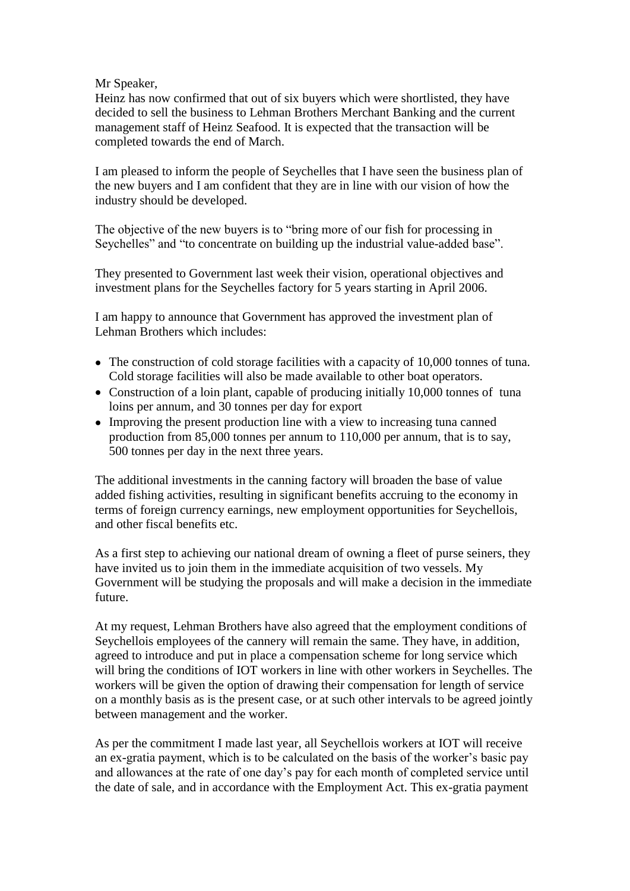Mr Speaker,

Heinz has now confirmed that out of six buyers which were shortlisted, they have decided to sell the business to Lehman Brothers Merchant Banking and the current management staff of Heinz Seafood. It is expected that the transaction will be completed towards the end of March.

I am pleased to inform the people of Seychelles that I have seen the business plan of the new buyers and I am confident that they are in line with our vision of how the industry should be developed.

The objective of the new buyers is to "bring more of our fish for processing in Seychelles" and "to concentrate on building up the industrial value-added base".

They presented to Government last week their vision, operational objectives and investment plans for the Seychelles factory for 5 years starting in April 2006.

I am happy to announce that Government has approved the investment plan of Lehman Brothers which includes:

- The construction of cold storage facilities with a capacity of 10,000 tonnes of tuna. Cold storage facilities will also be made available to other boat operators.
- Construction of a loin plant, capable of producing initially 10,000 tonnes of tuna loins per annum, and 30 tonnes per day for export
- Improving the present production line with a view to increasing tuna canned production from 85,000 tonnes per annum to 110,000 per annum, that is to say, 500 tonnes per day in the next three years.

The additional investments in the canning factory will broaden the base of value added fishing activities, resulting in significant benefits accruing to the economy in terms of foreign currency earnings, new employment opportunities for Seychellois, and other fiscal benefits etc.

As a first step to achieving our national dream of owning a fleet of purse seiners, they have invited us to join them in the immediate acquisition of two vessels. My Government will be studying the proposals and will make a decision in the immediate future.

At my request, Lehman Brothers have also agreed that the employment conditions of Seychellois employees of the cannery will remain the same. They have, in addition, agreed to introduce and put in place a compensation scheme for long service which will bring the conditions of IOT workers in line with other workers in Seychelles. The workers will be given the option of drawing their compensation for length of service on a monthly basis as is the present case, or at such other intervals to be agreed jointly between management and the worker.

As per the commitment I made last year, all Seychellois workers at IOT will receive an ex-gratia payment, which is to be calculated on the basis of the worker's basic pay and allowances at the rate of one day's pay for each month of completed service until the date of sale, and in accordance with the Employment Act. This ex-gratia payment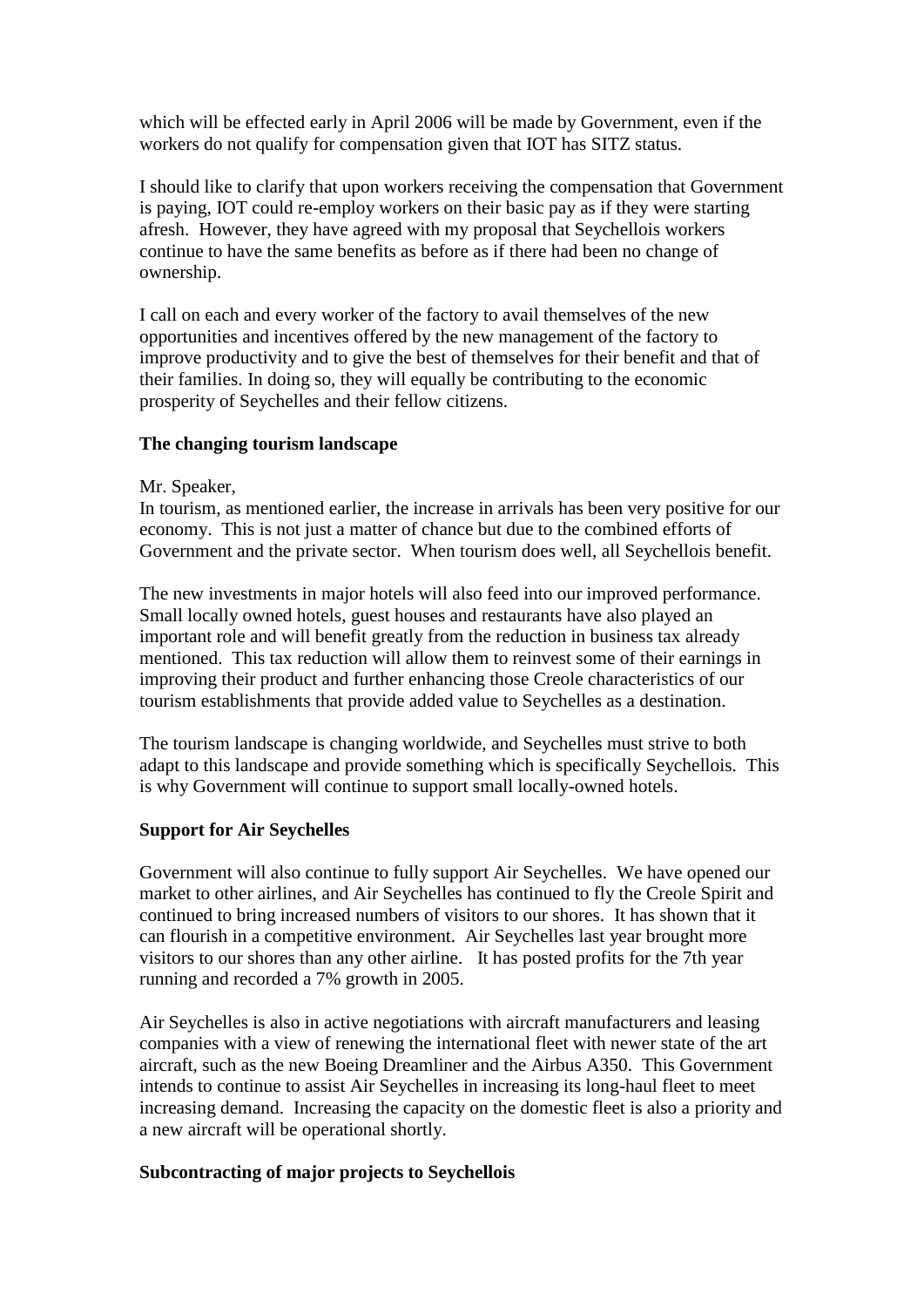which will be effected early in April 2006 will be made by Government, even if the workers do not qualify for compensation given that IOT has SITZ status.

I should like to clarify that upon workers receiving the compensation that Government is paying, IOT could re-employ workers on their basic pay as if they were starting afresh. However, they have agreed with my proposal that Seychellois workers continue to have the same benefits as before as if there had been no change of ownership.

I call on each and every worker of the factory to avail themselves of the new opportunities and incentives offered by the new management of the factory to improve productivity and to give the best of themselves for their benefit and that of their families. In doing so, they will equally be contributing to the economic prosperity of Seychelles and their fellow citizens.

**The changing tourism landscape**

Mr. Speaker,
In tourism, as mentioned earlier, the increase in arrivals has been very positive for our economy. This is not just a matter of chance but due to the combined efforts of Government and the private sector. When tourism does well, all Seychellois benefit.

The new investments in major hotels will also feed into our improved performance. Small locally owned hotels, guest houses and restaurants have also played an important role and will benefit greatly from the reduction in business tax already mentioned. This tax reduction will allow them to reinvest some of their earnings in improving their product and further enhancing those Creole characteristics of our tourism establishments that provide added value to Seychelles as a destination.

The tourism landscape is changing worldwide, and Seychelles must strive to both adapt to this landscape and provide something which is specifically Seychellois. This is why Government will continue to support small locally-owned hotels.

**Support for Air Seychelles**

Government will also continue to fully support Air Seychelles. We have opened our market to other airlines, and Air Seychelles has continued to fly the Creole Spirit and continued to bring increased numbers of visitors to our shores. It has shown that it can flourish in a competitive environment. Air Seychelles last year brought more visitors to our shores than any other airline. It has posted profits for the 7th year running and recorded a 7% growth in 2005.

Air Seychelles is also in active negotiations with aircraft manufacturers and leasing companies with a view of renewing the international fleet with newer state of the art aircraft, such as the new Boeing Dreamliner and the Airbus A350. This Government intends to continue to assist Air Seychelles in increasing its long-haul fleet to meet increasing demand. Increasing the capacity on the domestic fleet is also a priority and a new aircraft will be operational shortly.

**Subcontracting of major projects to Seychellois**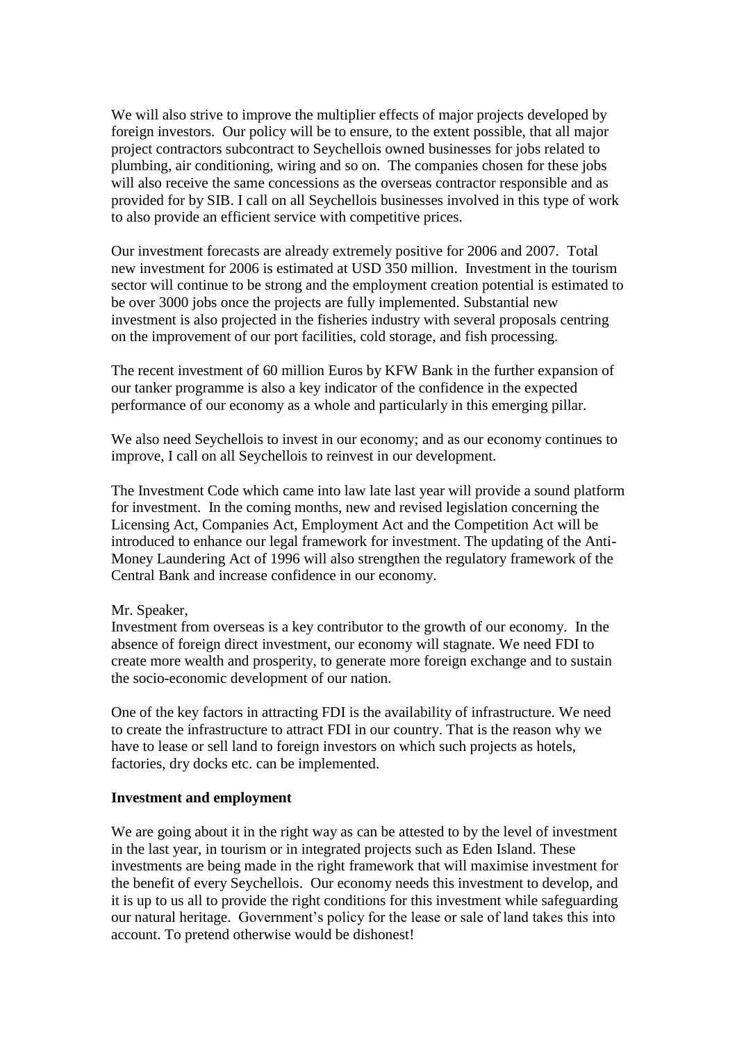We will also strive to improve the multiplier effects of major projects developed by foreign investors. Our policy will be to ensure, to the extent possible, that all major project contractors subcontract to Seychellois owned businesses for jobs related to plumbing, air conditioning, wiring and so on. The companies chosen for these jobs will also receive the same concessions as the overseas contractor responsible and as provided for by SIB. I call on all Seychellois businesses involved in this type of work to also provide an efficient service with competitive prices.

Our investment forecasts are already extremely positive for 2006 and 2007. Total new investment for 2006 is estimated at USD 350 million. Investment in the tourism sector will continue to be strong and the employment creation potential is estimated to be over 3000 jobs once the projects are fully implemented. Substantial new investment is also projected in the fisheries industry with several proposals centring on the improvement of our port facilities, cold storage, and fish processing.

The recent investment of 60 million Euros by KFW Bank in the further expansion of our tanker programme is also a key indicator of the confidence in the expected performance of our economy as a whole and particularly in this emerging pillar.

We also need Seychellois to invest in our economy; and as our economy continues to improve, I call on all Seychellois to reinvest in our development.

The Investment Code which came into law late last year will provide a sound platform for investment. In the coming months, new and revised legislation concerning the Licensing Act, Companies Act, Employment Act and the Competition Act will be introduced to enhance our legal framework for investment. The updating of the Anti-Money Laundering Act of 1996 will also strengthen the regulatory framework of the Central Bank and increase confidence in our economy.

Mr. Speaker,
Investment from overseas is a key contributor to the growth of our economy. In the absence of foreign direct investment, our economy will stagnate. We need FDI to create more wealth and prosperity, to generate more foreign exchange and to sustain the socio-economic development of our nation.

One of the key factors in attracting FDI is the availability of infrastructure. We need to create the infrastructure to attract FDI in our country. That is the reason why we have to lease or sell land to foreign investors on which such projects as hotels, factories, dry docks etc. can be implemented.

**Investment and employment**

We are going about it in the right way as can be attested to by the level of investment in the last year, in tourism or in integrated projects such as Eden Island. These investments are being made in the right framework that will maximise investment for the benefit of every Seychellois. Our economy needs this investment to develop, and it is up to us all to provide the right conditions for this investment while safeguarding our natural heritage. Government's policy for the lease or sale of land takes this into account. To pretend otherwise would be dishonest!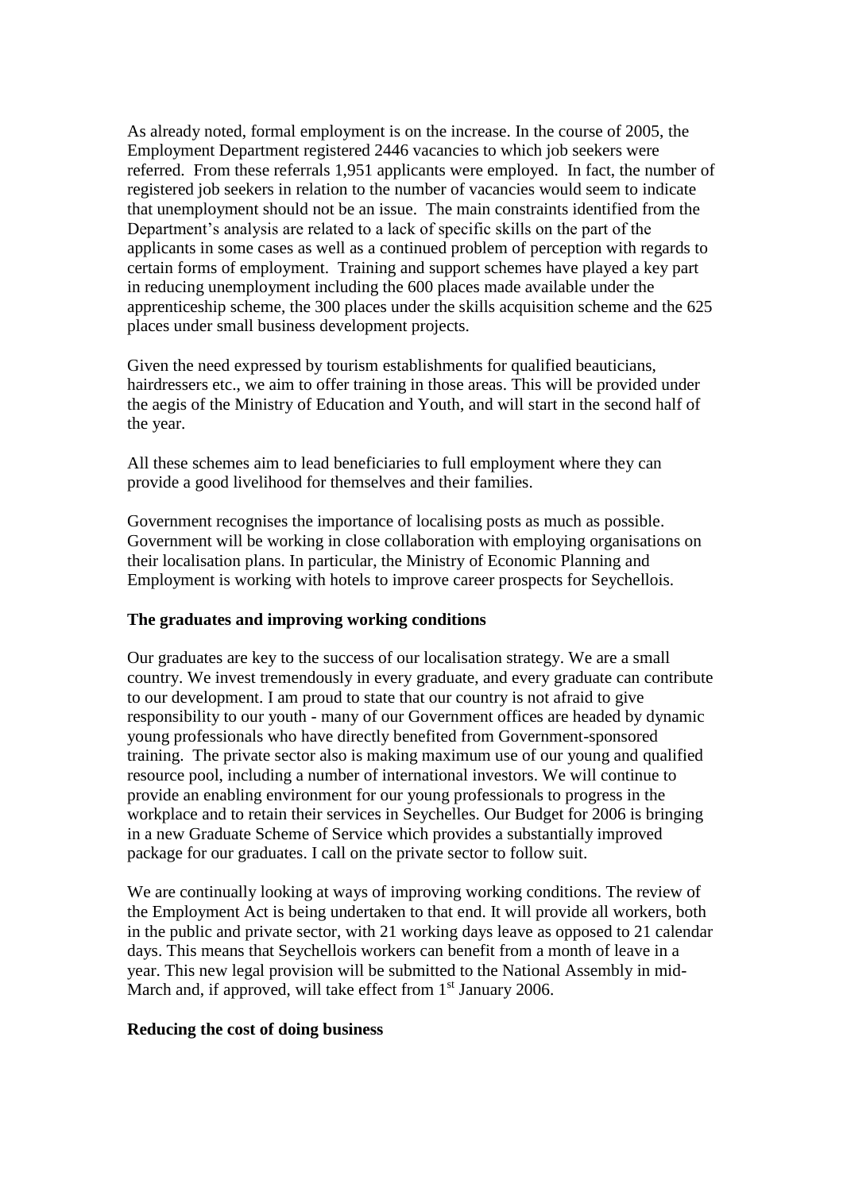As already noted, formal employment is on the increase. In the course of 2005, the Employment Department registered 2446 vacancies to which job seekers were referred. From these referrals 1,951 applicants were employed. In fact, the number of registered job seekers in relation to the number of vacancies would seem to indicate that unemployment should not be an issue. The main constraints identified from the Department's analysis are related to a lack of specific skills on the part of the applicants in some cases as well as a continued problem of perception with regards to certain forms of employment. Training and support schemes have played a key part in reducing unemployment including the 600 places made available under the apprenticeship scheme, the 300 places under the skills acquisition scheme and the 625 places under small business development projects.

Given the need expressed by tourism establishments for qualified beauticians, hairdressers etc., we aim to offer training in those areas. This will be provided under the aegis of the Ministry of Education and Youth, and will start in the second half of the year.

All these schemes aim to lead beneficiaries to full employment where they can provide a good livelihood for themselves and their families.

Government recognises the importance of localising posts as much as possible. Government will be working in close collaboration with employing organisations on their localisation plans. In particular, the Ministry of Economic Planning and Employment is working with hotels to improve career prospects for Seychellois.

**The graduates and improving working conditions**

Our graduates are key to the success of our localisation strategy. We are a small country. We invest tremendously in every graduate, and every graduate can contribute to our development. I am proud to state that our country is not afraid to give responsibility to our youth - many of our Government offices are headed by dynamic young professionals who have directly benefited from Government-sponsored training. The private sector also is making maximum use of our young and qualified resource pool, including a number of international investors. We will continue to provide an enabling environment for our young professionals to progress in the workplace and to retain their services in Seychelles. Our Budget for 2006 is bringing in a new Graduate Scheme of Service which provides a substantially improved package for our graduates. I call on the private sector to follow suit.

We are continually looking at ways of improving working conditions. The review of the Employment Act is being undertaken to that end. It will provide all workers, both in the public and private sector, with 21 working days leave as opposed to 21 calendar days. This means that Seychellois workers can benefit from a month of leave in a year. This new legal provision will be submitted to the National Assembly in mid-March and, if approved, will take effect from 1st January 2006.

**Reducing the cost of doing business**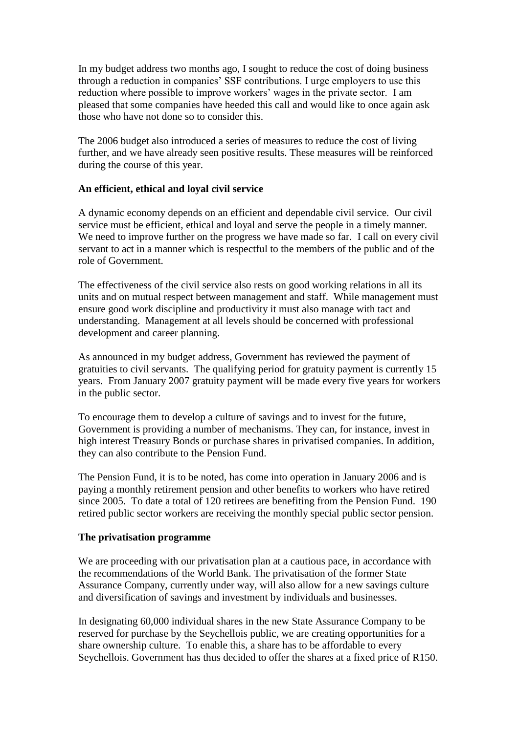In my budget address two months ago, I sought to reduce the cost of doing business through a reduction in companies' SSF contributions. I urge employers to use this reduction where possible to improve workers' wages in the private sector. I am pleased that some companies have heeded this call and would like to once again ask those who have not done so to consider this.

The 2006 budget also introduced a series of measures to reduce the cost of living further, and we have already seen positive results. These measures will be reinforced during the course of this year.

**An efficient, ethical and loyal civil service**

A dynamic economy depends on an efficient and dependable civil service. Our civil service must be efficient, ethical and loyal and serve the people in a timely manner. We need to improve further on the progress we have made so far. I call on every civil servant to act in a manner which is respectful to the members of the public and of the role of Government.

The effectiveness of the civil service also rests on good working relations in all its units and on mutual respect between management and staff. While management must ensure good work discipline and productivity it must also manage with tact and understanding. Management at all levels should be concerned with professional development and career planning.

As announced in my budget address, Government has reviewed the payment of gratuities to civil servants. The qualifying period for gratuity payment is currently 15 years. From January 2007 gratuity payment will be made every five years for workers in the public sector.

To encourage them to develop a culture of savings and to invest for the future, Government is providing a number of mechanisms. They can, for instance, invest in high interest Treasury Bonds or purchase shares in privatised companies. In addition, they can also contribute to the Pension Fund.

The Pension Fund, it is to be noted, has come into operation in January 2006 and is paying a monthly retirement pension and other benefits to workers who have retired since 2005. To date a total of 120 retirees are benefiting from the Pension Fund. 190 retired public sector workers are receiving the monthly special public sector pension.

**The privatisation programme**

We are proceeding with our privatisation plan at a cautious pace, in accordance with the recommendations of the World Bank. The privatisation of the former State Assurance Company, currently under way, will also allow for a new savings culture and diversification of savings and investment by individuals and businesses.

In designating 60,000 individual shares in the new State Assurance Company to be reserved for purchase by the Seychellois public, we are creating opportunities for a share ownership culture. To enable this, a share has to be affordable to every Seychellois. Government has thus decided to offer the shares at a fixed price of R150.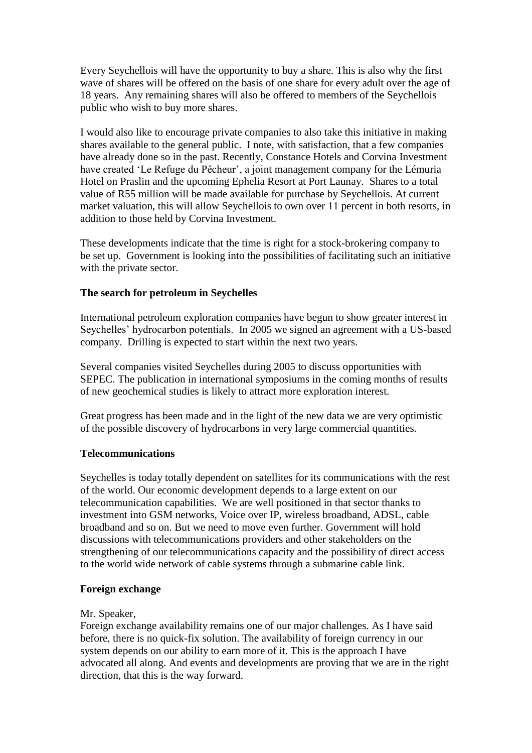Every Seychellois will have the opportunity to buy a share. This is also why the first wave of shares will be offered on the basis of one share for every adult over the age of 18 years. Any remaining shares will also be offered to members of the Seychellois public who wish to buy more shares.

I would also like to encourage private companies to also take this initiative in making shares available to the general public. I note, with satisfaction, that a few companies have already done so in the past. Recently, Constance Hotels and Corvina Investment have created 'Le Refuge du Pêcheur', a joint management company for the Lémuria Hotel on Praslin and the upcoming Ephelia Resort at Port Launay. Shares to a total value of R55 million will be made available for purchase by Seychellois. At current market valuation, this will allow Seychellois to own over 11 percent in both resorts, in addition to those held by Corvina Investment.

These developments indicate that the time is right for a stock-brokering company to be set up. Government is looking into the possibilities of facilitating such an initiative with the private sector.

**The search for petroleum in Seychelles**

International petroleum exploration companies have begun to show greater interest in Seychelles' hydrocarbon potentials. In 2005 we signed an agreement with a US-based company. Drilling is expected to start within the next two years.

Several companies visited Seychelles during 2005 to discuss opportunities with SEPEC. The publication in international symposiums in the coming months of results of new geochemical studies is likely to attract more exploration interest.

Great progress has been made and in the light of the new data we are very optimistic of the possible discovery of hydrocarbons in very large commercial quantities.

**Telecommunications**

Seychelles is today totally dependent on satellites for its communications with the rest of the world. Our economic development depends to a large extent on our telecommunication capabilities. We are well positioned in that sector thanks to investment into GSM networks, Voice over IP, wireless broadband, ADSL, cable broadband and so on. But we need to move even further. Government will hold discussions with telecommunications providers and other stakeholders on the strengthening of our telecommunications capacity and the possibility of direct access to the world wide network of cable systems through a submarine cable link.

**Foreign exchange**

Mr. Speaker,
Foreign exchange availability remains one of our major challenges. As I have said before, there is no quick-fix solution. The availability of foreign currency in our system depends on our ability to earn more of it. This is the approach I have advocated all along. And events and developments are proving that we are in the right direction, that this is the way forward.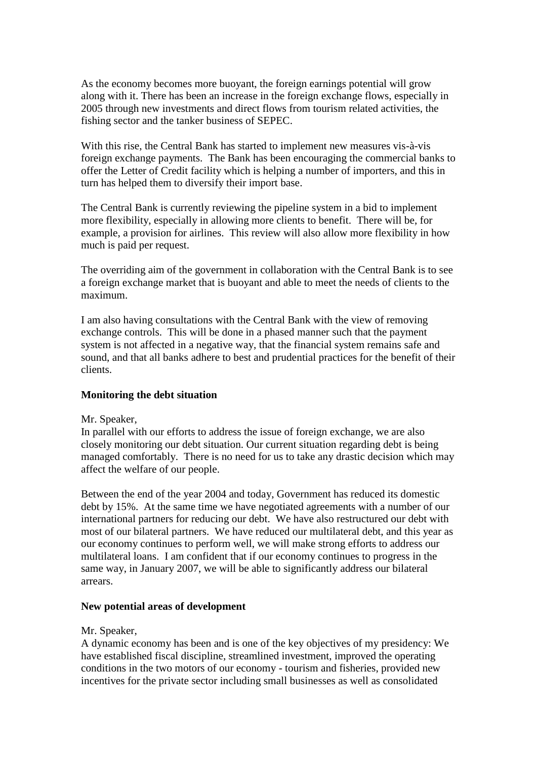As the economy becomes more buoyant, the foreign earnings potential will grow along with it. There has been an increase in the foreign exchange flows, especially in 2005 through new investments and direct flows from tourism related activities, the fishing sector and the tanker business of SEPEC.

With this rise, the Central Bank has started to implement new measures vis-à-vis foreign exchange payments. The Bank has been encouraging the commercial banks to offer the Letter of Credit facility which is helping a number of importers, and this in turn has helped them to diversify their import base.

The Central Bank is currently reviewing the pipeline system in a bid to implement more flexibility, especially in allowing more clients to benefit. There will be, for example, a provision for airlines. This review will also allow more flexibility in how much is paid per request.

The overriding aim of the government in collaboration with the Central Bank is to see a foreign exchange market that is buoyant and able to meet the needs of clients to the maximum.

I am also having consultations with the Central Bank with the view of removing exchange controls. This will be done in a phased manner such that the payment system is not affected in a negative way, that the financial system remains safe and sound, and that all banks adhere to best and prudential practices for the benefit of their clients.

**Monitoring the debt situation**

Mr. Speaker,
In parallel with our efforts to address the issue of foreign exchange, we are also closely monitoring our debt situation. Our current situation regarding debt is being managed comfortably. There is no need for us to take any drastic decision which may affect the welfare of our people.

Between the end of the year 2004 and today, Government has reduced its domestic debt by 15%. At the same time we have negotiated agreements with a number of our international partners for reducing our debt. We have also restructured our debt with most of our bilateral partners. We have reduced our multilateral debt, and this year as our economy continues to perform well, we will make strong efforts to address our multilateral loans. I am confident that if our economy continues to progress in the same way, in January 2007, we will be able to significantly address our bilateral arrears.

**New potential areas of development**

Mr. Speaker,
A dynamic economy has been and is one of the key objectives of my presidency: We have established fiscal discipline, streamlined investment, improved the operating conditions in the two motors of our economy - tourism and fisheries, provided new incentives for the private sector including small businesses as well as consolidated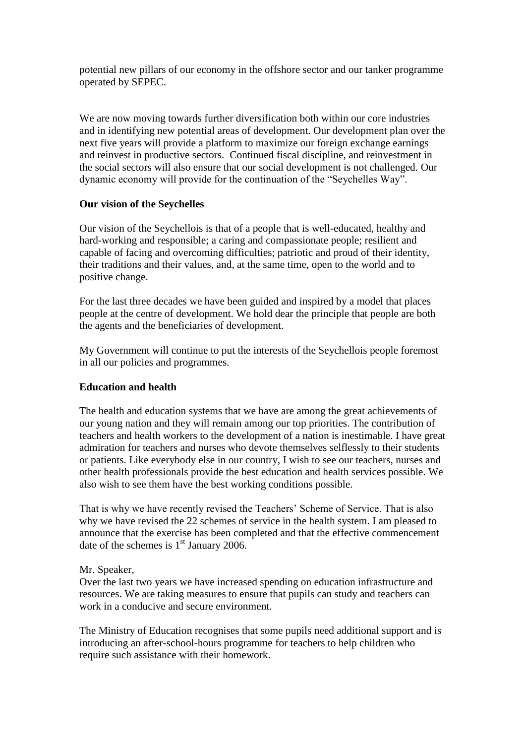potential new pillars of our economy in the offshore sector and our tanker programme operated by SEPEC.

We are now moving towards further diversification both within our core industries and in identifying new potential areas of development. Our development plan over the next five years will provide a platform to maximize our foreign exchange earnings and reinvest in productive sectors. Continued fiscal discipline, and reinvestment in the social sectors will also ensure that our social development is not challenged. Our dynamic economy will provide for the continuation of the "Seychelles Way".

**Our vision of the Seychelles**

Our vision of the Seychellois is that of a people that is well-educated, healthy and hard-working and responsible; a caring and compassionate people; resilient and capable of facing and overcoming difficulties; patriotic and proud of their identity, their traditions and their values, and, at the same time, open to the world and to positive change.

For the last three decades we have been guided and inspired by a model that places people at the centre of development. We hold dear the principle that people are both the agents and the beneficiaries of development.

My Government will continue to put the interests of the Seychellois people foremost in all our policies and programmes.

**Education and health**

The health and education systems that we have are among the great achievements of our young nation and they will remain among our top priorities. The contribution of teachers and health workers to the development of a nation is inestimable. I have great admiration for teachers and nurses who devote themselves selflessly to their students or patients. Like everybody else in our country, I wish to see our teachers, nurses and other health professionals provide the best education and health services possible. We also wish to see them have the best working conditions possible.

That is why we have recently revised the Teachers' Scheme of Service. That is also why we have revised the 22 schemes of service in the health system. I am pleased to announce that the exercise has been completed and that the effective commencement date of the schemes is 1st January 2006.

Mr. Speaker,
Over the last two years we have increased spending on education infrastructure and resources. We are taking measures to ensure that pupils can study and teachers can work in a conducive and secure environment.

The Ministry of Education recognises that some pupils need additional support and is introducing an after-school-hours programme for teachers to help children who require such assistance with their homework.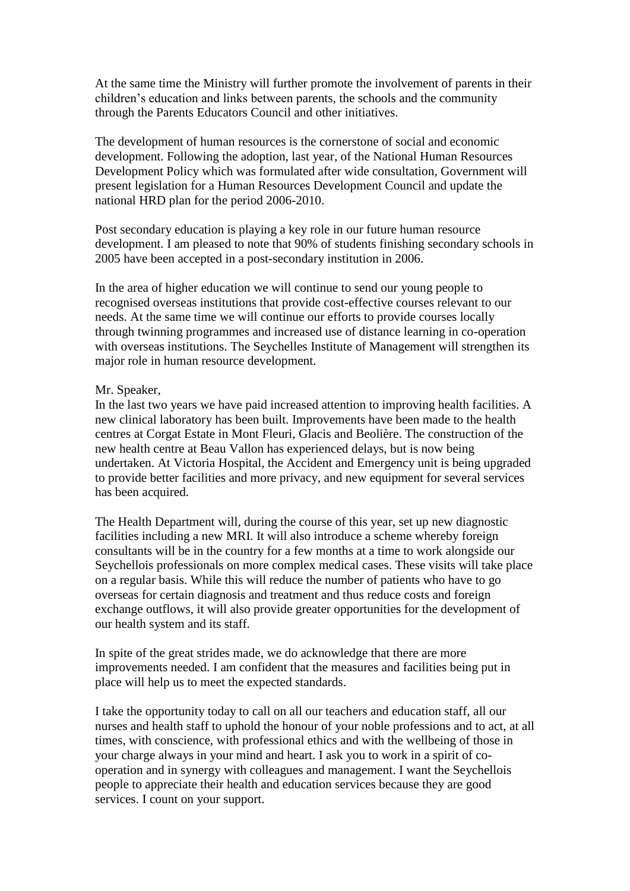At the same time the Ministry will further promote the involvement of parents in their children's education and links between parents, the schools and the community through the Parents Educators Council and other initiatives.

The development of human resources is the cornerstone of social and economic development. Following the adoption, last year, of the National Human Resources Development Policy which was formulated after wide consultation, Government will present legislation for a Human Resources Development Council and update the national HRD plan for the period 2006-2010.

Post secondary education is playing a key role in our future human resource development. I am pleased to note that 90% of students finishing secondary schools in 2005 have been accepted in a post-secondary institution in 2006.

In the area of higher education we will continue to send our young people to recognised overseas institutions that provide cost-effective courses relevant to our needs. At the same time we will continue our efforts to provide courses locally through twinning programmes and increased use of distance learning in co-operation with overseas institutions. The Seychelles Institute of Management will strengthen its major role in human resource development.

Mr. Speaker,
In the last two years we have paid increased attention to improving health facilities. A new clinical laboratory has been built. Improvements have been made to the health centres at Corgat Estate in Mont Fleuri, Glacis and Beolière. The construction of the new health centre at Beau Vallon has experienced delays, but is now being undertaken. At Victoria Hospital, the Accident and Emergency unit is being upgraded to provide better facilities and more privacy, and new equipment for several services has been acquired.

The Health Department will, during the course of this year, set up new diagnostic facilities including a new MRI. It will also introduce a scheme whereby foreign consultants will be in the country for a few months at a time to work alongside our Seychellois professionals on more complex medical cases. These visits will take place on a regular basis. While this will reduce the number of patients who have to go overseas for certain diagnosis and treatment and thus reduce costs and foreign exchange outflows, it will also provide greater opportunities for the development of our health system and its staff.

In spite of the great strides made, we do acknowledge that there are more improvements needed. I am confident that the measures and facilities being put in place will help us to meet the expected standards.

I take the opportunity today to call on all our teachers and education staff, all our nurses and health staff to uphold the honour of your noble professions and to act, at all times, with conscience, with professional ethics and with the wellbeing of those in your charge always in your mind and heart. I ask you to work in a spirit of co-operation and in synergy with colleagues and management. I want the Seychellois people to appreciate their health and education services because they are good services. I count on your support.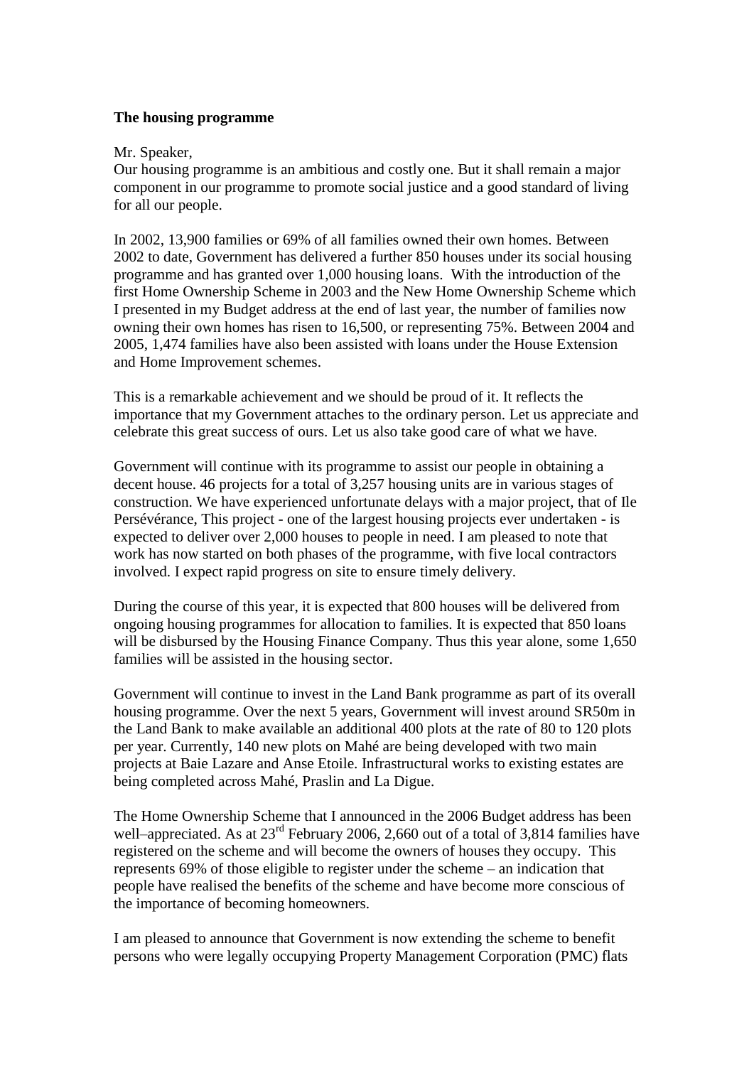**The housing programme**

Mr. Speaker,
Our housing programme is an ambitious and costly one. But it shall remain a major component in our programme to promote social justice and a good standard of living for all our people.

In 2002, 13,900 families or 69% of all families owned their own homes. Between 2002 to date, Government has delivered a further 850 houses under its social housing programme and has granted over 1,000 housing loans. With the introduction of the first Home Ownership Scheme in 2003 and the New Home Ownership Scheme which I presented in my Budget address at the end of last year, the number of families now owning their own homes has risen to 16,500, or representing 75%. Between 2004 and 2005, 1,474 families have also been assisted with loans under the House Extension and Home Improvement schemes.

This is a remarkable achievement and we should be proud of it. It reflects the importance that my Government attaches to the ordinary person. Let us appreciate and celebrate this great success of ours. Let us also take good care of what we have.

Government will continue with its programme to assist our people in obtaining a decent house. 46 projects for a total of 3,257 housing units are in various stages of construction. We have experienced unfortunate delays with a major project, that of Ile Persévérance, This project - one of the largest housing projects ever undertaken - is expected to deliver over 2,000 houses to people in need. I am pleased to note that work has now started on both phases of the programme, with five local contractors involved. I expect rapid progress on site to ensure timely delivery.

During the course of this year, it is expected that 800 houses will be delivered from ongoing housing programmes for allocation to families. It is expected that 850 loans will be disbursed by the Housing Finance Company. Thus this year alone, some 1,650 families will be assisted in the housing sector.

Government will continue to invest in the Land Bank programme as part of its overall housing programme. Over the next 5 years, Government will invest around SR50m in the Land Bank to make available an additional 400 plots at the rate of 80 to 120 plots per year. Currently, 140 new plots on Mahé are being developed with two main projects at Baie Lazare and Anse Etoile. Infrastructural works to existing estates are being completed across Mahé, Praslin and La Digue.

The Home Ownership Scheme that I announced in the 2006 Budget address has been well–appreciated. As at 23rd February 2006, 2,660 out of a total of 3,814 families have registered on the scheme and will become the owners of houses they occupy. This represents 69% of those eligible to register under the scheme – an indication that people have realised the benefits of the scheme and have become more conscious of the importance of becoming homeowners.

I am pleased to announce that Government is now extending the scheme to benefit persons who were legally occupying Property Management Corporation (PMC) flats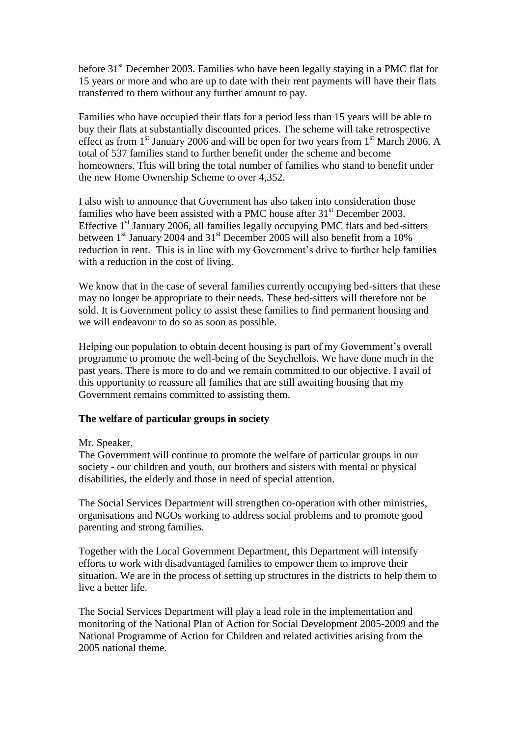before 31st December 2003. Families who have been legally staying in a PMC flat for 15 years or more and who are up to date with their rent payments will have their flats transferred to them without any further amount to pay.

Families who have occupied their flats for a period less than 15 years will be able to buy their flats at substantially discounted prices. The scheme will take retrospective effect as from 1st January 2006 and will be open for two years from 1st March 2006. A total of 537 families stand to further benefit under the scheme and become homeowners. This will bring the total number of families who stand to benefit under the new Home Ownership Scheme to over 4,352.

I also wish to announce that Government has also taken into consideration those families who have been assisted with a PMC house after 31st December 2003. Effective 1st January 2006, all families legally occupying PMC flats and bed-sitters between 1st January 2004 and 31st December 2005 will also benefit from a 10% reduction in rent. This is in line with my Government's drive to further help families with a reduction in the cost of living.

We know that in the case of several families currently occupying bed-sitters that these may no longer be appropriate to their needs. These bed-sitters will therefore not be sold. It is Government policy to assist these families to find permanent housing and we will endeavour to do so as soon as possible.

Helping our population to obtain decent housing is part of my Government's overall programme to promote the well-being of the Seychellois. We have done much in the past years. There is more to do and we remain committed to our objective. I avail of this opportunity to reassure all families that are still awaiting housing that my Government remains committed to assisting them.

**The welfare of particular groups in society**

Mr. Speaker,
The Government will continue to promote the welfare of particular groups in our society - our children and youth, our brothers and sisters with mental or physical disabilities, the elderly and those in need of special attention.

The Social Services Department will strengthen co-operation with other ministries, organisations and NGOs working to address social problems and to promote good parenting and strong families.

Together with the Local Government Department, this Department will intensify efforts to work with disadvantaged families to empower them to improve their situation. We are in the process of setting up structures in the districts to help them to live a better life.

The Social Services Department will play a lead role in the implementation and monitoring of the National Plan of Action for Social Development 2005-2009 and the National Programme of Action for Children and related activities arising from the 2005 national theme.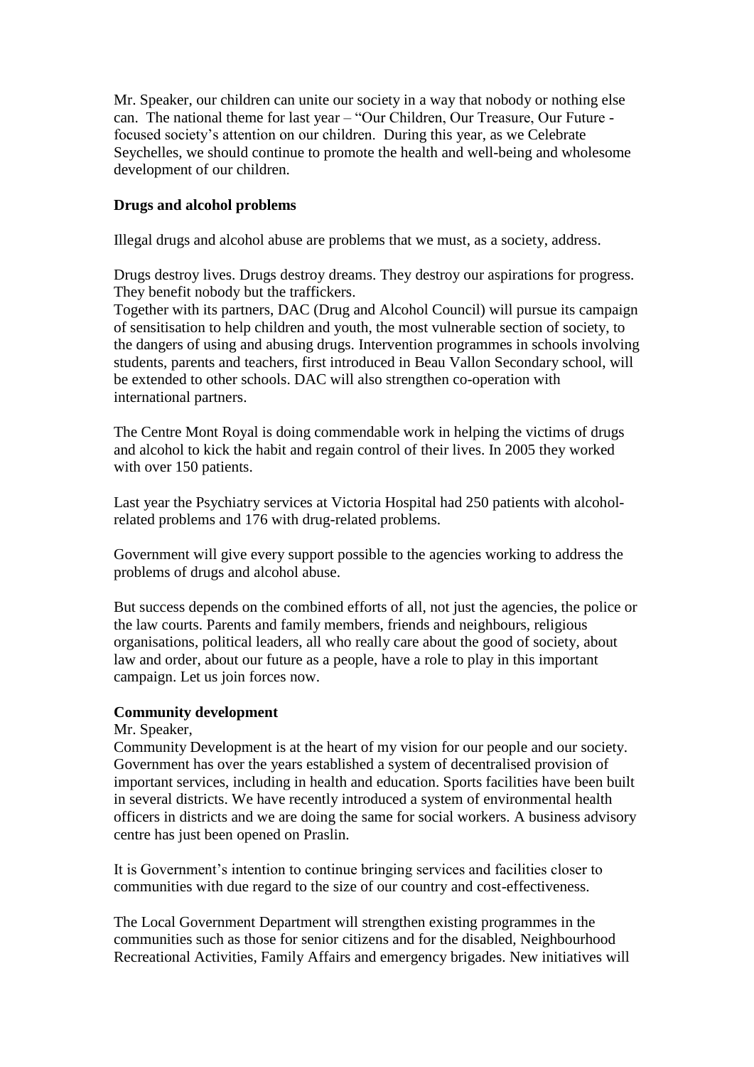Mr. Speaker, our children can unite our society in a way that nobody or nothing else can. The national theme for last year – "Our Children, Our Treasure, Our Future - focused society's attention on our children. During this year, as we Celebrate Seychelles, we should continue to promote the health and well-being and wholesome development of our children.

**Drugs and alcohol problems**

Illegal drugs and alcohol abuse are problems that we must, as a society, address.

Drugs destroy lives. Drugs destroy dreams. They destroy our aspirations for progress. They benefit nobody but the traffickers.
Together with its partners, DAC (Drug and Alcohol Council) will pursue its campaign of sensitisation to help children and youth, the most vulnerable section of society, to the dangers of using and abusing drugs. Intervention programmes in schools involving students, parents and teachers, first introduced in Beau Vallon Secondary school, will be extended to other schools. DAC will also strengthen co-operation with international partners.

The Centre Mont Royal is doing commendable work in helping the victims of drugs and alcohol to kick the habit and regain control of their lives. In 2005 they worked with over 150 patients.

Last year the Psychiatry services at Victoria Hospital had 250 patients with alcohol-related problems and 176 with drug-related problems.

Government will give every support possible to the agencies working to address the problems of drugs and alcohol abuse.

But success depends on the combined efforts of all, not just the agencies, the police or the law courts. Parents and family members, friends and neighbours, religious organisations, political leaders, all who really care about the good of society, about law and order, about our future as a people, have a role to play in this important campaign. Let us join forces now.

**Community development**

Mr. Speaker,
Community Development is at the heart of my vision for our people and our society. Government has over the years established a system of decentralised provision of important services, including in health and education. Sports facilities have been built in several districts. We have recently introduced a system of environmental health officers in districts and we are doing the same for social workers. A business advisory centre has just been opened on Praslin.

It is Government's intention to continue bringing services and facilities closer to communities with due regard to the size of our country and cost-effectiveness.

The Local Government Department will strengthen existing programmes in the communities such as those for senior citizens and for the disabled, Neighbourhood Recreational Activities, Family Affairs and emergency brigades. New initiatives will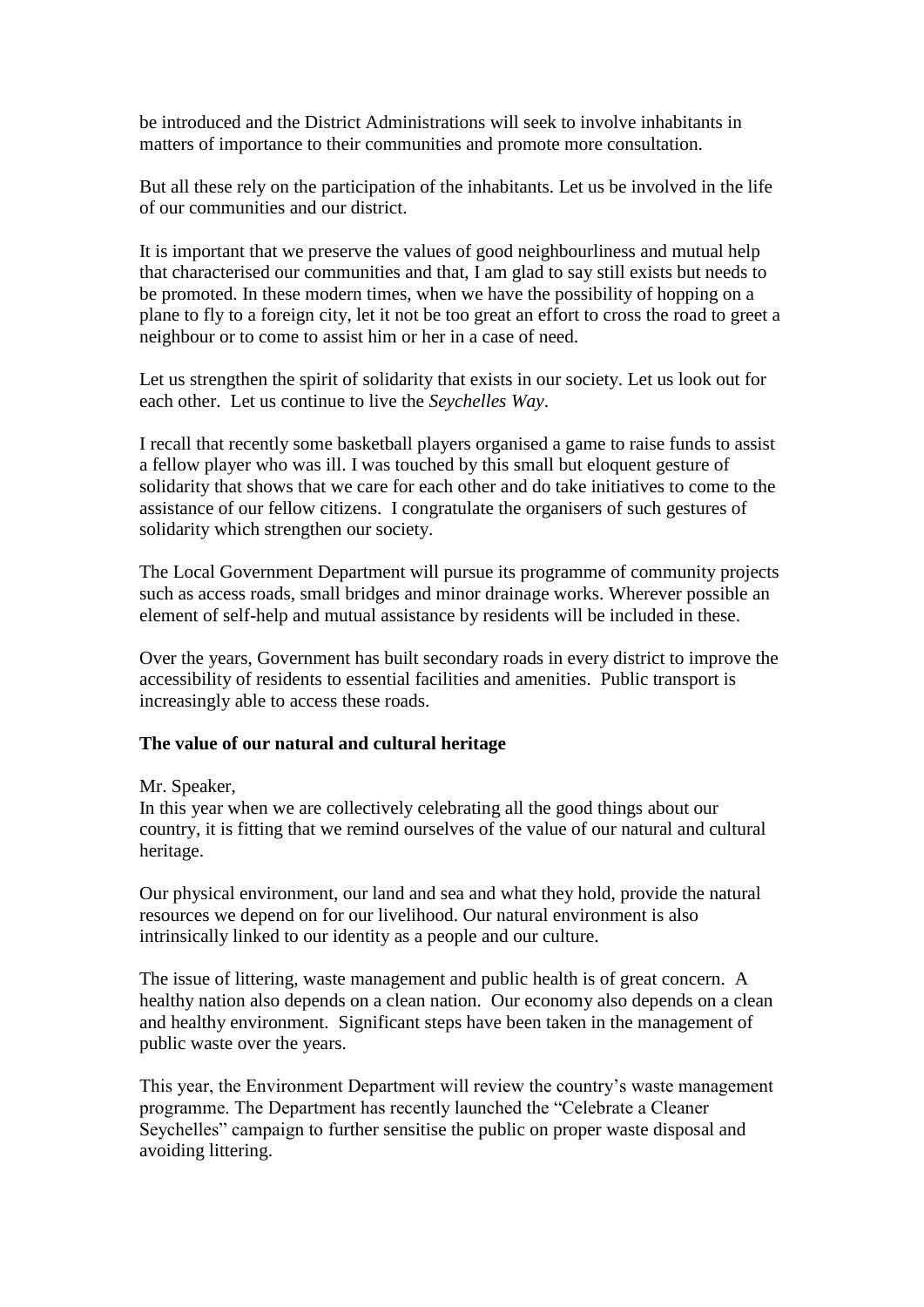be introduced and the District Administrations will seek to involve inhabitants in matters of importance to their communities and promote more consultation.

But all these rely on the participation of the inhabitants. Let us be involved in the life of our communities and our district.

It is important that we preserve the values of good neighbourliness and mutual help that characterised our communities and that, I am glad to say still exists but needs to be promoted. In these modern times, when we have the possibility of hopping on a plane to fly to a foreign city, let it not be too great an effort to cross the road to greet a neighbour or to come to assist him or her in a case of need.

Let us strengthen the spirit of solidarity that exists in our society. Let us look out for each other. Let us continue to live the *Seychelles Way*.

I recall that recently some basketball players organised a game to raise funds to assist a fellow player who was ill. I was touched by this small but eloquent gesture of solidarity that shows that we care for each other and do take initiatives to come to the assistance of our fellow citizens. I congratulate the organisers of such gestures of solidarity which strengthen our society.

The Local Government Department will pursue its programme of community projects such as access roads, small bridges and minor drainage works. Wherever possible an element of self-help and mutual assistance by residents will be included in these.

Over the years, Government has built secondary roads in every district to improve the accessibility of residents to essential facilities and amenities. Public transport is increasingly able to access these roads.

**The value of our natural and cultural heritage**

Mr. Speaker,
In this year when we are collectively celebrating all the good things about our country, it is fitting that we remind ourselves of the value of our natural and cultural heritage.

Our physical environment, our land and sea and what they hold, provide the natural resources we depend on for our livelihood. Our natural environment is also intrinsically linked to our identity as a people and our culture.

The issue of littering, waste management and public health is of great concern. A healthy nation also depends on a clean nation. Our economy also depends on a clean and healthy environment. Significant steps have been taken in the management of public waste over the years.

This year, the Environment Department will review the country's waste management programme. The Department has recently launched the "Celebrate a Cleaner Seychelles" campaign to further sensitise the public on proper waste disposal and avoiding littering.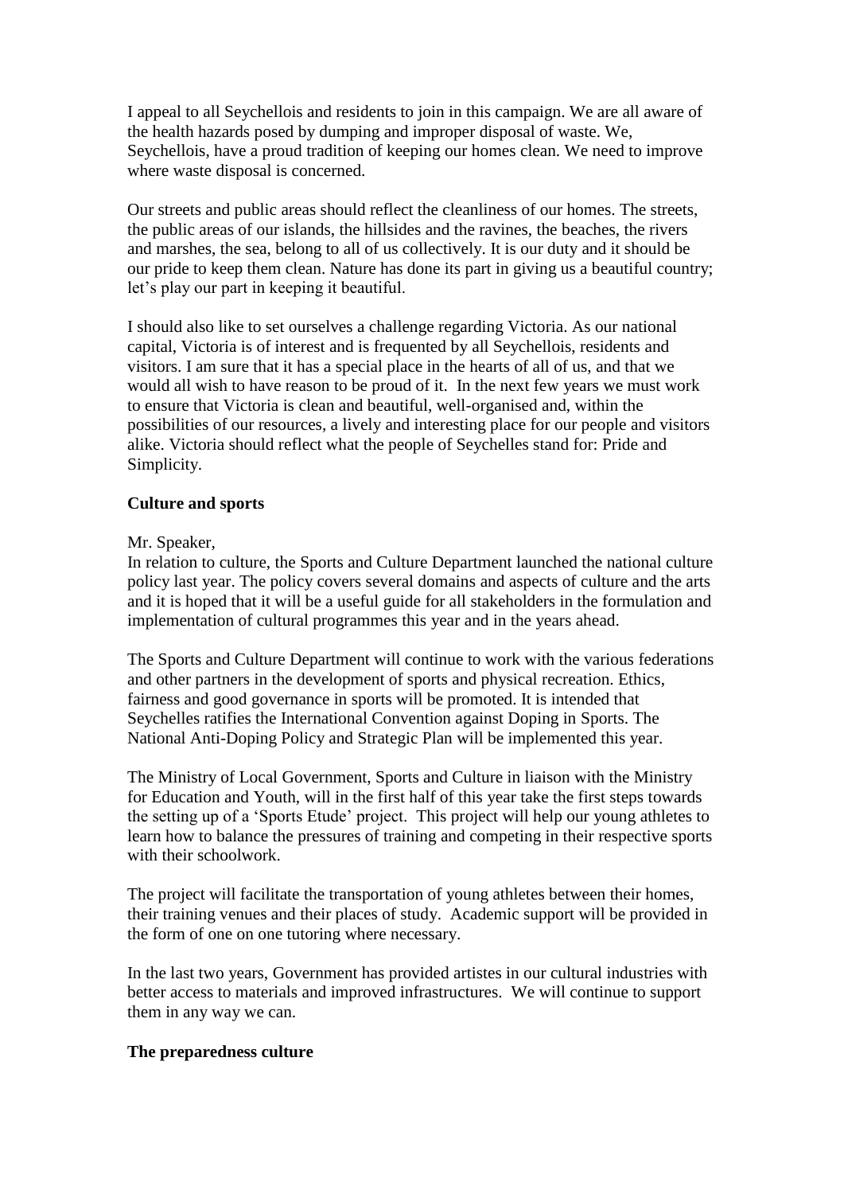I appeal to all Seychellois and residents to join in this campaign. We are all aware of the health hazards posed by dumping and improper disposal of waste. We, Seychellois, have a proud tradition of keeping our homes clean. We need to improve where waste disposal is concerned.

Our streets and public areas should reflect the cleanliness of our homes. The streets, the public areas of our islands, the hillsides and the ravines, the beaches, the rivers and marshes, the sea, belong to all of us collectively. It is our duty and it should be our pride to keep them clean. Nature has done its part in giving us a beautiful country; let's play our part in keeping it beautiful.

I should also like to set ourselves a challenge regarding Victoria. As our national capital, Victoria is of interest and is frequented by all Seychellois, residents and visitors. I am sure that it has a special place in the hearts of all of us, and that we would all wish to have reason to be proud of it. In the next few years we must work to ensure that Victoria is clean and beautiful, well-organised and, within the possibilities of our resources, a lively and interesting place for our people and visitors alike. Victoria should reflect what the people of Seychelles stand for: Pride and Simplicity.

**Culture and sports**

Mr. Speaker,
In relation to culture, the Sports and Culture Department launched the national culture policy last year. The policy covers several domains and aspects of culture and the arts and it is hoped that it will be a useful guide for all stakeholders in the formulation and implementation of cultural programmes this year and in the years ahead.

The Sports and Culture Department will continue to work with the various federations and other partners in the development of sports and physical recreation. Ethics, fairness and good governance in sports will be promoted. It is intended that Seychelles ratifies the International Convention against Doping in Sports. The National Anti-Doping Policy and Strategic Plan will be implemented this year.

The Ministry of Local Government, Sports and Culture in liaison with the Ministry for Education and Youth, will in the first half of this year take the first steps towards the setting up of a 'Sports Etude' project. This project will help our young athletes to learn how to balance the pressures of training and competing in their respective sports with their schoolwork.

The project will facilitate the transportation of young athletes between their homes, their training venues and their places of study. Academic support will be provided in the form of one on one tutoring where necessary.

In the last two years, Government has provided artistes in our cultural industries with better access to materials and improved infrastructures. We will continue to support them in any way we can.

**The preparedness culture**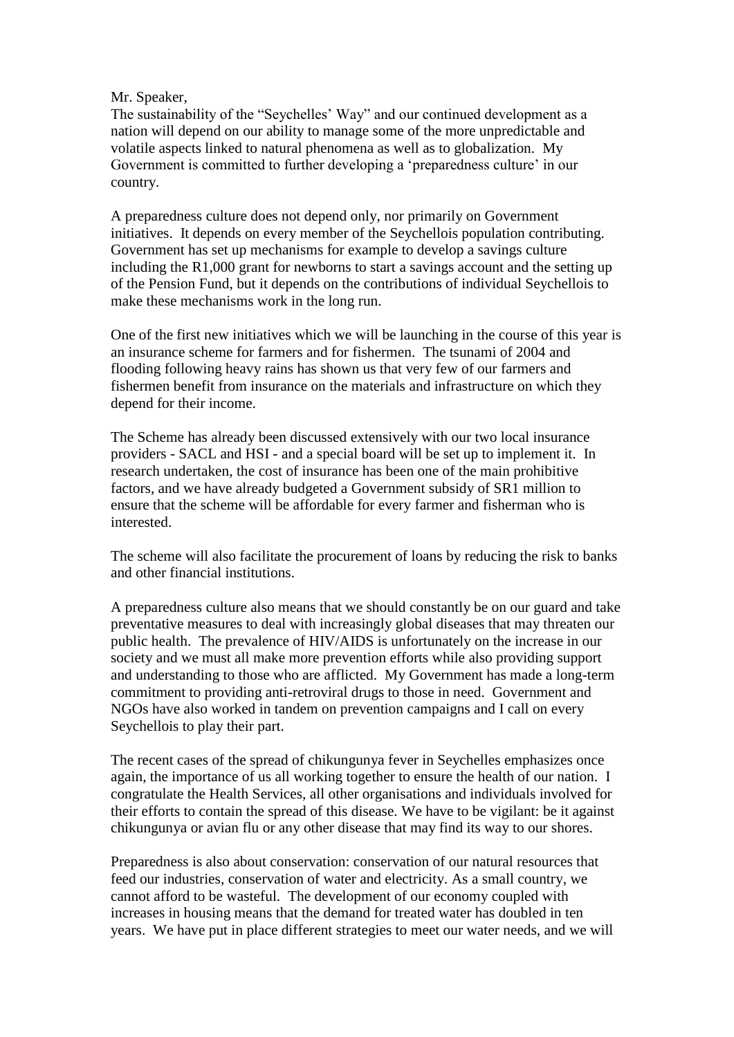Mr. Speaker,

The sustainability of the "Seychelles' Way" and our continued development as a nation will depend on our ability to manage some of the more unpredictable and volatile aspects linked to natural phenomena as well as to globalization. My Government is committed to further developing a 'preparedness culture' in our country.

A preparedness culture does not depend only, nor primarily on Government initiatives. It depends on every member of the Seychellois population contributing. Government has set up mechanisms for example to develop a savings culture including the R1,000 grant for newborns to start a savings account and the setting up of the Pension Fund, but it depends on the contributions of individual Seychellois to make these mechanisms work in the long run.

One of the first new initiatives which we will be launching in the course of this year is an insurance scheme for farmers and for fishermen. The tsunami of 2004 and flooding following heavy rains has shown us that very few of our farmers and fishermen benefit from insurance on the materials and infrastructure on which they depend for their income.

The Scheme has already been discussed extensively with our two local insurance providers - SACL and HSI - and a special board will be set up to implement it. In research undertaken, the cost of insurance has been one of the main prohibitive factors, and we have already budgeted a Government subsidy of SR1 million to ensure that the scheme will be affordable for every farmer and fisherman who is interested.

The scheme will also facilitate the procurement of loans by reducing the risk to banks and other financial institutions.

A preparedness culture also means that we should constantly be on our guard and take preventative measures to deal with increasingly global diseases that may threaten our public health. The prevalence of HIV/AIDS is unfortunately on the increase in our society and we must all make more prevention efforts while also providing support and understanding to those who are afflicted. My Government has made a long-term commitment to providing anti-retroviral drugs to those in need. Government and NGOs have also worked in tandem on prevention campaigns and I call on every Seychellois to play their part.

The recent cases of the spread of chikungunya fever in Seychelles emphasizes once again, the importance of us all working together to ensure the health of our nation. I congratulate the Health Services, all other organisations and individuals involved for their efforts to contain the spread of this disease. We have to be vigilant: be it against chikungunya or avian flu or any other disease that may find its way to our shores.

Preparedness is also about conservation: conservation of our natural resources that feed our industries, conservation of water and electricity. As a small country, we cannot afford to be wasteful. The development of our economy coupled with increases in housing means that the demand for treated water has doubled in ten years. We have put in place different strategies to meet our water needs, and we will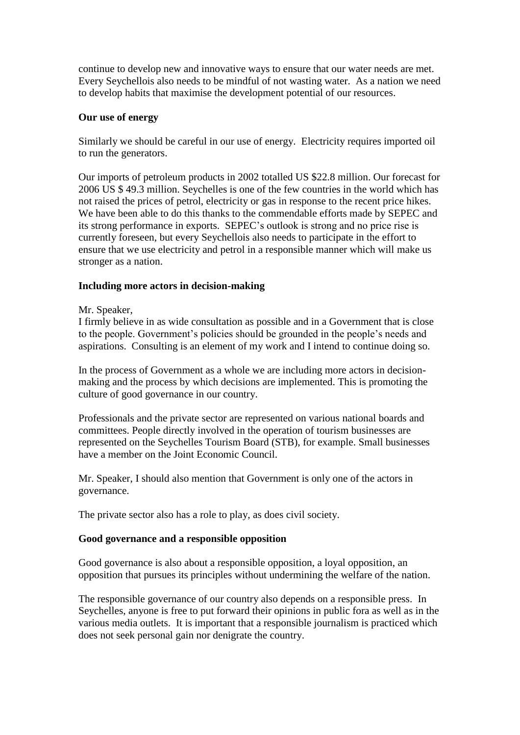continue to develop new and innovative ways to ensure that our water needs are met. Every Seychellois also needs to be mindful of not wasting water. As a nation we need to develop habits that maximise the development potential of our resources.

**Our use of energy**

Similarly we should be careful in our use of energy. Electricity requires imported oil to run the generators.

Our imports of petroleum products in 2002 totalled US $22.8 million. Our forecast for 2006 US $ 49.3 million. Seychelles is one of the few countries in the world which has not raised the prices of petrol, electricity or gas in response to the recent price hikes. We have been able to do this thanks to the commendable efforts made by SEPEC and its strong performance in exports. SEPEC's outlook is strong and no price rise is currently foreseen, but every Seychellois also needs to participate in the effort to ensure that we use electricity and petrol in a responsible manner which will make us stronger as a nation.

**Including more actors in decision-making**

Mr. Speaker,
I firmly believe in as wide consultation as possible and in a Government that is close to the people. Government's policies should be grounded in the people's needs and aspirations. Consulting is an element of my work and I intend to continue doing so.

In the process of Government as a whole we are including more actors in decision-making and the process by which decisions are implemented. This is promoting the culture of good governance in our country.

Professionals and the private sector are represented on various national boards and committees. People directly involved in the operation of tourism businesses are represented on the Seychelles Tourism Board (STB), for example. Small businesses have a member on the Joint Economic Council.

Mr. Speaker, I should also mention that Government is only one of the actors in governance.

The private sector also has a role to play, as does civil society.

**Good governance and a responsible opposition**

Good governance is also about a responsible opposition, a loyal opposition, an opposition that pursues its principles without undermining the welfare of the nation.

The responsible governance of our country also depends on a responsible press. In Seychelles, anyone is free to put forward their opinions in public fora as well as in the various media outlets. It is important that a responsible journalism is practiced which does not seek personal gain nor denigrate the country.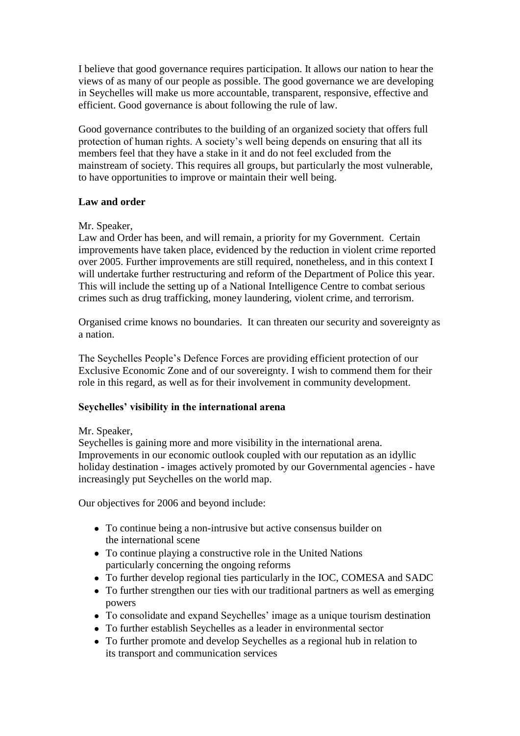I believe that good governance requires participation. It allows our nation to hear the views of as many of our people as possible. The good governance we are developing in Seychelles will make us more accountable, transparent, responsive, effective and efficient. Good governance is about following the rule of law.

Good governance contributes to the building of an organized society that offers full protection of human rights. A society's well being depends on ensuring that all its members feel that they have a stake in it and do not feel excluded from the mainstream of society. This requires all groups, but particularly the most vulnerable, to have opportunities to improve or maintain their well being.

**Law and order**

Mr. Speaker,
Law and Order has been, and will remain, a priority for my Government. Certain improvements have taken place, evidenced by the reduction in violent crime reported over 2005. Further improvements are still required, nonetheless, and in this context I will undertake further restructuring and reform of the Department of Police this year. This will include the setting up of a National Intelligence Centre to combat serious crimes such as drug trafficking, money laundering, violent crime, and terrorism.

Organised crime knows no boundaries. It can threaten our security and sovereignty as a nation.

The Seychelles People's Defence Forces are providing efficient protection of our Exclusive Economic Zone and of our sovereignty. I wish to commend them for their role in this regard, as well as for their involvement in community development.

**Seychelles' visibility in the international arena**

Mr. Speaker,
Seychelles is gaining more and more visibility in the international arena. Improvements in our economic outlook coupled with our reputation as an idyllic holiday destination - images actively promoted by our Governmental agencies - have increasingly put Seychelles on the world map.

Our objectives for 2006 and beyond include:

- To continue being a non-intrusive but active consensus builder on the international scene
- To continue playing a constructive role in the United Nations particularly concerning the ongoing reforms
- To further develop regional ties particularly in the IOC, COMESA and SADC
- To further strengthen our ties with our traditional partners as well as emerging powers
- To consolidate and expand Seychelles' image as a unique tourism destination
- To further establish Seychelles as a leader in environmental sector
- To further promote and develop Seychelles as a regional hub in relation to its transport and communication services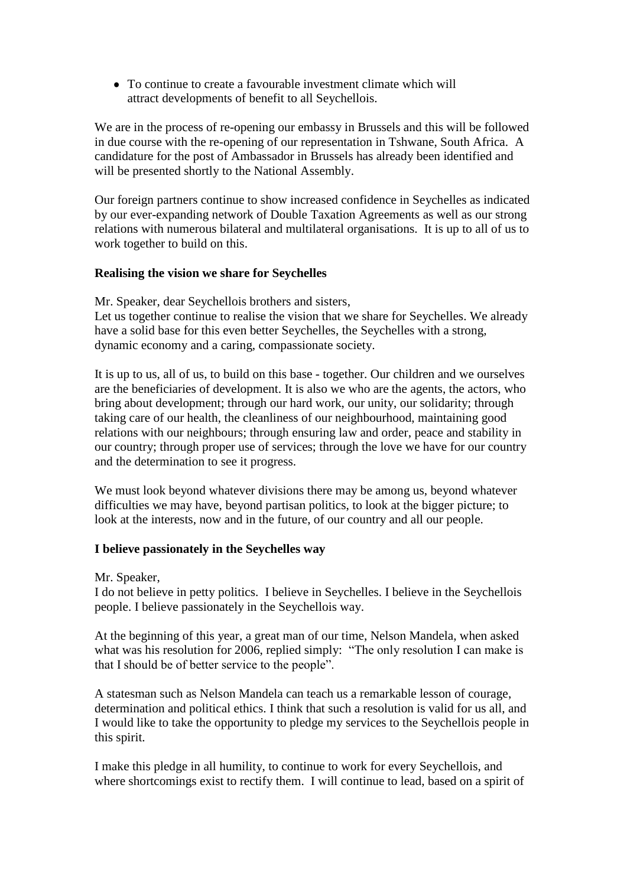- To continue to create a favourable investment climate which will attract developments of benefit to all Seychellois.

We are in the process of re-opening our embassy in Brussels and this will be followed in due course with the re-opening of our representation in Tshwane, South Africa. A candidature for the post of Ambassador in Brussels has already been identified and will be presented shortly to the National Assembly.

Our foreign partners continue to show increased confidence in Seychelles as indicated by our ever-expanding network of Double Taxation Agreements as well as our strong relations with numerous bilateral and multilateral organisations. It is up to all of us to work together to build on this.

**Realising the vision we share for Seychelles**

Mr. Speaker, dear Seychellois brothers and sisters,
Let us together continue to realise the vision that we share for Seychelles. We already have a solid base for this even better Seychelles, the Seychelles with a strong, dynamic economy and a caring, compassionate society.

It is up to us, all of us, to build on this base - together. Our children and we ourselves are the beneficiaries of development. It is also we who are the agents, the actors, who bring about development; through our hard work, our unity, our solidarity; through taking care of our health, the cleanliness of our neighbourhood, maintaining good relations with our neighbours; through ensuring law and order, peace and stability in our country; through proper use of services; through the love we have for our country and the determination to see it progress.

We must look beyond whatever divisions there may be among us, beyond whatever difficulties we may have, beyond partisan politics, to look at the bigger picture; to look at the interests, now and in the future, of our country and all our people.

**I believe passionately in the Seychelles way**

Mr. Speaker,
I do not believe in petty politics. I believe in Seychelles. I believe in the Seychellois people. I believe passionately in the Seychellois way.

At the beginning of this year, a great man of our time, Nelson Mandela, when asked what was his resolution for 2006, replied simply: "The only resolution I can make is that I should be of better service to the people".

A statesman such as Nelson Mandela can teach us a remarkable lesson of courage, determination and political ethics. I think that such a resolution is valid for us all, and I would like to take the opportunity to pledge my services to the Seychellois people in this spirit.

I make this pledge in all humility, to continue to work for every Seychellois, and where shortcomings exist to rectify them. I will continue to lead, based on a spirit of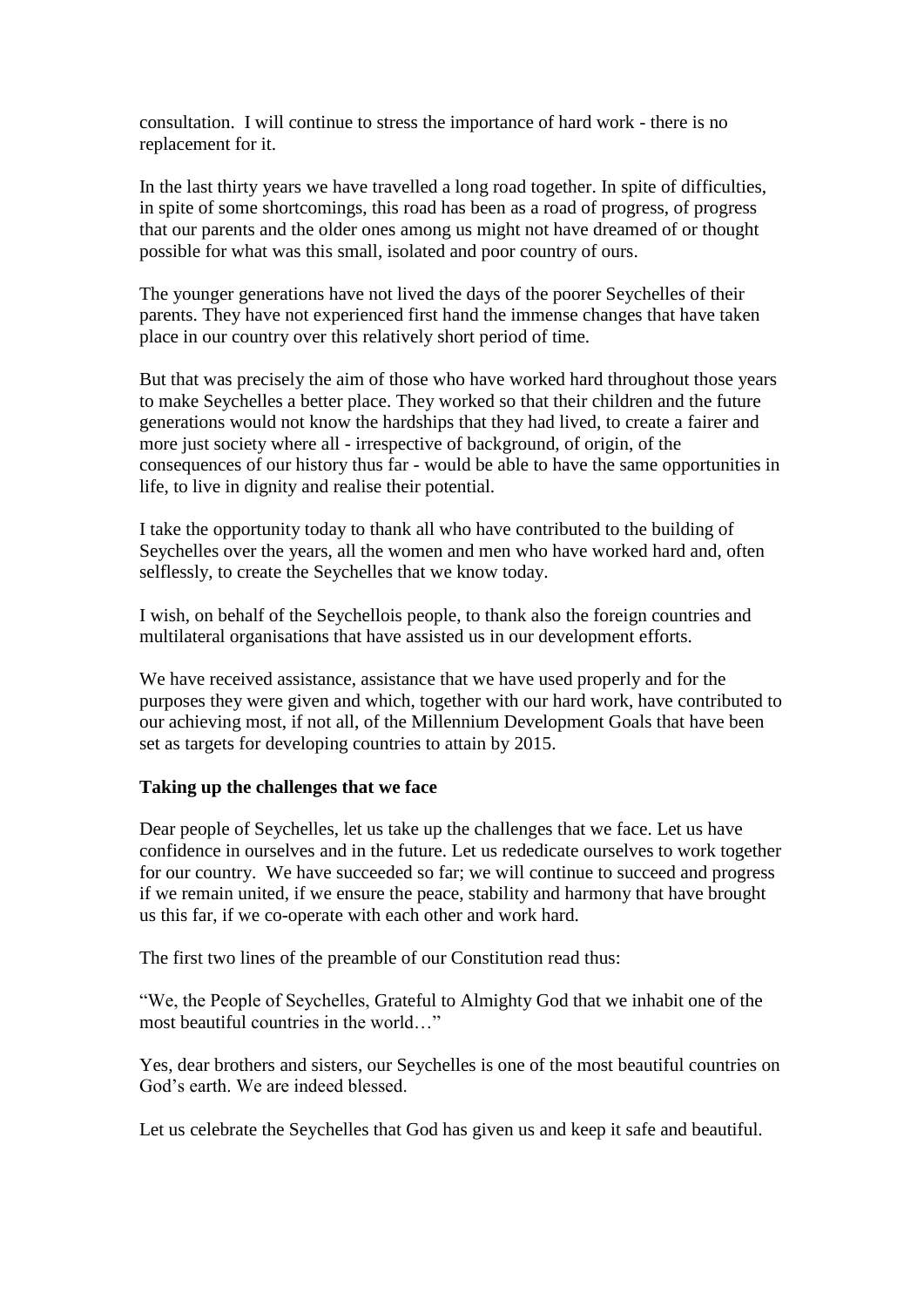consultation. I will continue to stress the importance of hard work - there is no replacement for it.

In the last thirty years we have travelled a long road together. In spite of difficulties, in spite of some shortcomings, this road has been as a road of progress, of progress that our parents and the older ones among us might not have dreamed of or thought possible for what was this small, isolated and poor country of ours.

The younger generations have not lived the days of the poorer Seychelles of their parents. They have not experienced first hand the immense changes that have taken place in our country over this relatively short period of time.

But that was precisely the aim of those who have worked hard throughout those years to make Seychelles a better place. They worked so that their children and the future generations would not know the hardships that they had lived, to create a fairer and more just society where all - irrespective of background, of origin, of the consequences of our history thus far - would be able to have the same opportunities in life, to live in dignity and realise their potential.

I take the opportunity today to thank all who have contributed to the building of Seychelles over the years, all the women and men who have worked hard and, often selflessly, to create the Seychelles that we know today.

I wish, on behalf of the Seychellois people, to thank also the foreign countries and multilateral organisations that have assisted us in our development efforts.

We have received assistance, assistance that we have used properly and for the purposes they were given and which, together with our hard work, have contributed to our achieving most, if not all, of the Millennium Development Goals that have been set as targets for developing countries to attain by 2015.

**Taking up the challenges that we face**

Dear people of Seychelles, let us take up the challenges that we face. Let us have confidence in ourselves and in the future. Let us rededicate ourselves to work together for our country. We have succeeded so far; we will continue to succeed and progress if we remain united, if we ensure the peace, stability and harmony that have brought us this far, if we co-operate with each other and work hard.

The first two lines of the preamble of our Constitution read thus:

"We, the People of Seychelles, Grateful to Almighty God that we inhabit one of the most beautiful countries in the world…"

Yes, dear brothers and sisters, our Seychelles is one of the most beautiful countries on God's earth. We are indeed blessed.

Let us celebrate the Seychelles that God has given us and keep it safe and beautiful.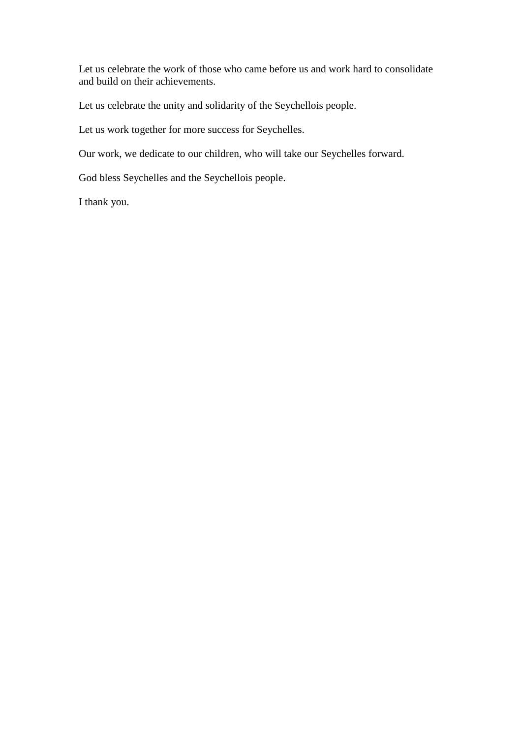Let us celebrate the work of those who came before us and work hard to consolidate and build on their achievements.

Let us celebrate the unity and solidarity of the Seychellois people.

Let us work together for more success for Seychelles.

Our work, we dedicate to our children, who will take our Seychelles forward.

God bless Seychelles and the Seychellois people.

I thank you.